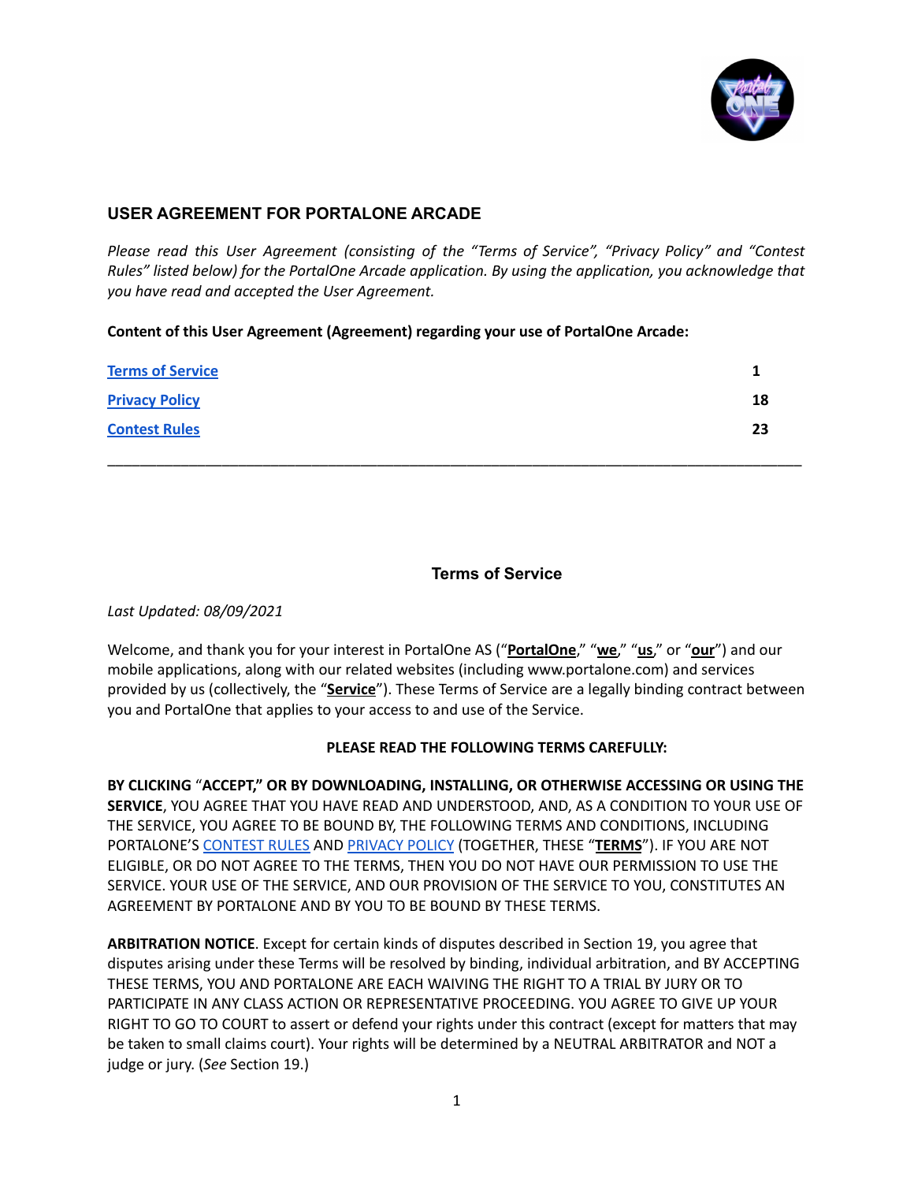## USER AGREEMENT FOR PORTALONE ARCADE

*Please read this User Agreement (consisting of the "Terms of Service", "Privacy Policy" and "Contest Rules" listed below) for the PortalOne Arcade application. By using the application, you acknowledge that you have read and accepted the User Agreement.*

**Content of this User Agreement (Agreement) regarding your use of PortalOne Arcade:**

| | |
|---|---|
| **Terms of Service** | **1** |
| **Privacy Policy** | **18** |
| **Contest Rules** | **23** |

---

## Terms of Service

*Last Updated: 08/09/2021*

Welcome, and thank you for your interest in PortalOne AS ("**PortalOne**," "**we**," "**us**," or "**our**") and our mobile applications, along with our related websites (including www.portalone.com) and services provided by us (collectively, the "**Service**"). These Terms of Service are a legally binding contract between you and PortalOne that applies to your access to and use of the Service.

**PLEASE READ THE FOLLOWING TERMS CAREFULLY:**

**BY CLICKING "ACCEPT," OR BY DOWNLOADING, INSTALLING, OR OTHERWISE ACCESSING OR USING THE SERVICE**, YOU AGREE THAT YOU HAVE READ AND UNDERSTOOD, AND, AS A CONDITION TO YOUR USE OF THE SERVICE, YOU AGREE TO BE BOUND BY, THE FOLLOWING TERMS AND CONDITIONS, INCLUDING PORTALONE'S CONTEST RULES AND PRIVACY POLICY (TOGETHER, THESE "**TERMS**"). IF YOU ARE NOT ELIGIBLE, OR DO NOT AGREE TO THE TERMS, THEN YOU DO NOT HAVE OUR PERMISSION TO USE THE SERVICE. YOUR USE OF THE SERVICE, AND OUR PROVISION OF THE SERVICE TO YOU, CONSTITUTES AN AGREEMENT BY PORTALONE AND BY YOU TO BE BOUND BY THESE TERMS.

**ARBITRATION NOTICE**. Except for certain kinds of disputes described in Section 19, you agree that disputes arising under these Terms will be resolved by binding, individual arbitration, and BY ACCEPTING THESE TERMS, YOU AND PORTALONE ARE EACH WAIVING THE RIGHT TO A TRIAL BY JURY OR TO PARTICIPATE IN ANY CLASS ACTION OR REPRESENTATIVE PROCEEDING. YOU AGREE TO GIVE UP YOUR RIGHT TO GO TO COURT to assert or defend your rights under this contract (except for matters that may be taken to small claims court). Your rights will be determined by a NEUTRAL ARBITRATOR and NOT a judge or jury. (*See* Section 19.)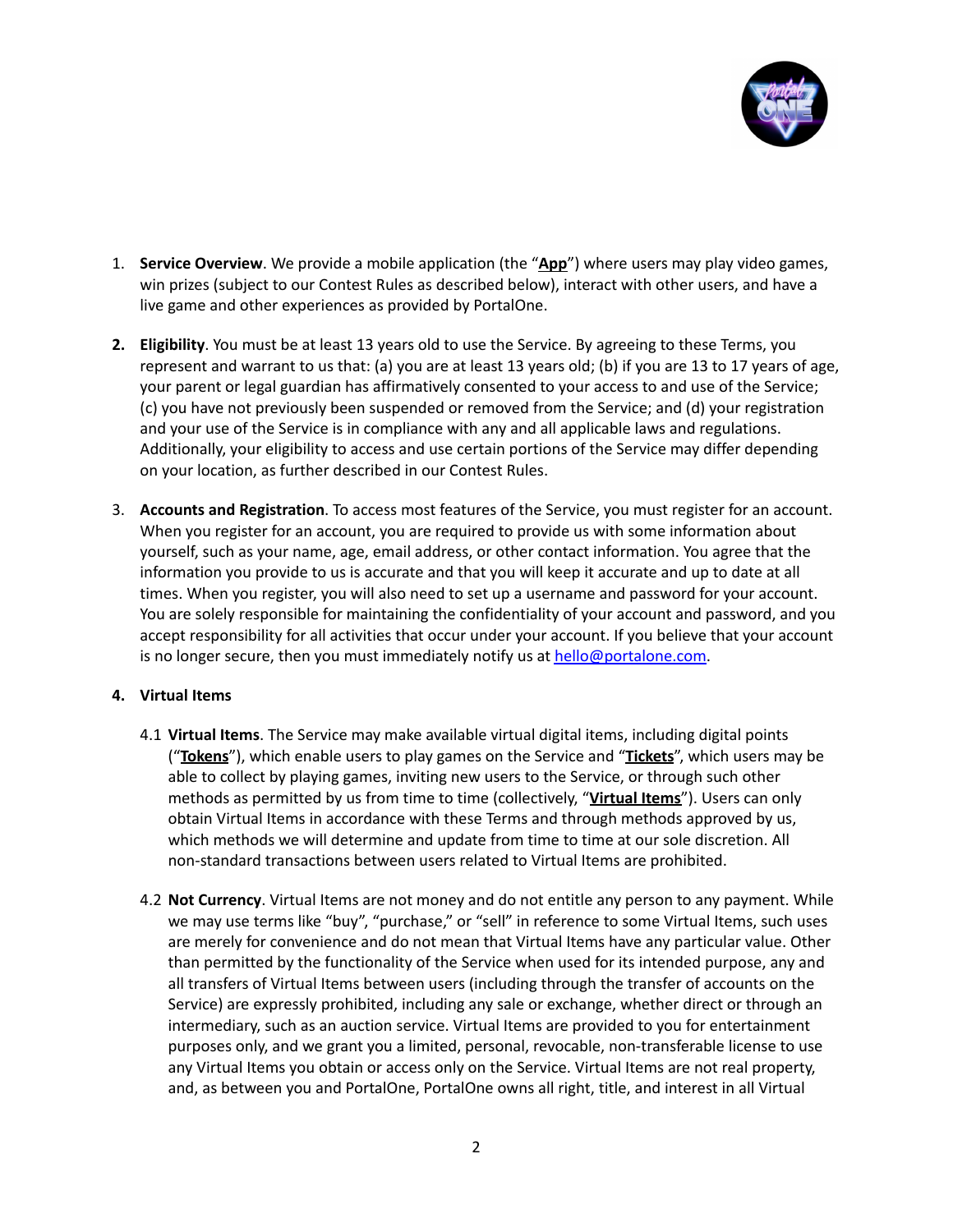1. **Service Overview**. We provide a mobile application (the "**App**") where users may play video games, win prizes (subject to our Contest Rules as described below), interact with other users, and have a live game and other experiences as provided by PortalOne.

2. **Eligibility**. You must be at least 13 years old to use the Service. By agreeing to these Terms, you represent and warrant to us that: (a) you are at least 13 years old; (b) if you are 13 to 17 years of age, your parent or legal guardian has affirmatively consented to your access to and use of the Service; (c) you have not previously been suspended or removed from the Service; and (d) your registration and your use of the Service is in compliance with any and all applicable laws and regulations. Additionally, your eligibility to access and use certain portions of the Service may differ depending on your location, as further described in our Contest Rules.

3. **Accounts and Registration**. To access most features of the Service, you must register for an account. When you register for an account, you are required to provide us with some information about yourself, such as your name, age, email address, or other contact information. You agree that the information you provide to us is accurate and that you will keep it accurate and up to date at all times. When you register, you will also need to set up a username and password for your account. You are solely responsible for maintaining the confidentiality of your account and password, and you accept responsibility for all activities that occur under your account. If you believe that your account is no longer secure, then you must immediately notify us at hello@portalone.com.

4. **Virtual Items**

   4.1 **Virtual Items**. The Service may make available virtual digital items, including digital points ("**Tokens**"), which enable users to play games on the Service and "**Tickets**", which users may be able to collect by playing games, inviting new users to the Service, or through such other methods as permitted by us from time to time (collectively, "**Virtual Items**"). Users can only obtain Virtual Items in accordance with these Terms and through methods approved by us, which methods we will determine and update from time to time at our sole discretion. All non-standard transactions between users related to Virtual Items are prohibited.

   4.2 **Not Currency**. Virtual Items are not money and do not entitle any person to any payment. While we may use terms like "buy", "purchase," or "sell" in reference to some Virtual Items, such uses are merely for convenience and do not mean that Virtual Items have any particular value. Other than permitted by the functionality of the Service when used for its intended purpose, any and all transfers of Virtual Items between users (including through the transfer of accounts on the Service) are expressly prohibited, including any sale or exchange, whether direct or through an intermediary, such as an auction service. Virtual Items are provided to you for entertainment purposes only, and we grant you a limited, personal, revocable, non-transferable license to use any Virtual Items you obtain or access only on the Service. Virtual Items are not real property, and, as between you and PortalOne, PortalOne owns all right, title, and interest in all Virtual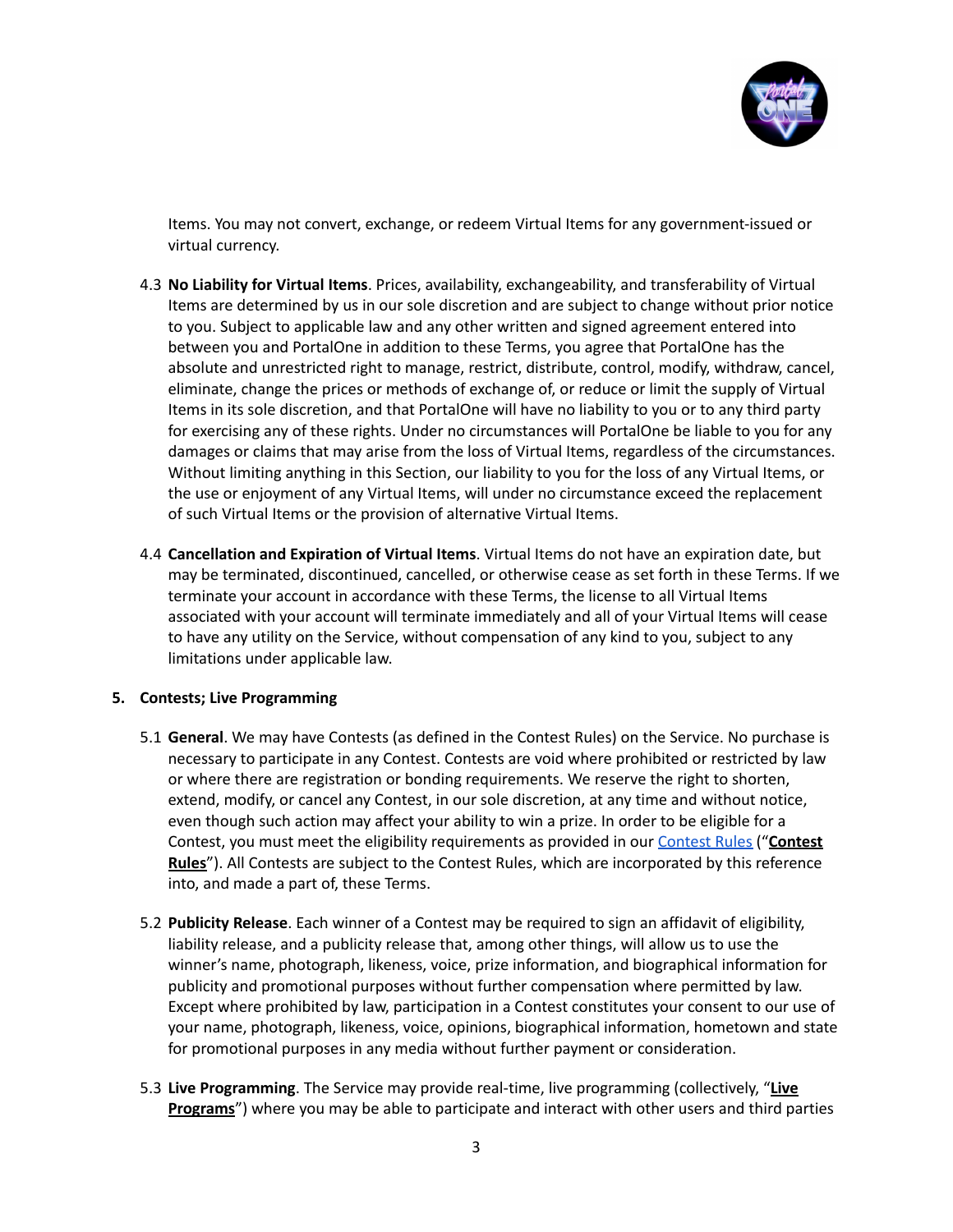Items. You may not convert, exchange, or redeem Virtual Items for any government-issued or virtual currency.

4.3 **No Liability for Virtual Items**. Prices, availability, exchangeability, and transferability of Virtual Items are determined by us in our sole discretion and are subject to change without prior notice to you. Subject to applicable law and any other written and signed agreement entered into between you and PortalOne in addition to these Terms, you agree that PortalOne has the absolute and unrestricted right to manage, restrict, distribute, control, modify, withdraw, cancel, eliminate, change the prices or methods of exchange of, or reduce or limit the supply of Virtual Items in its sole discretion, and that PortalOne will have no liability to you or to any third party for exercising any of these rights. Under no circumstances will PortalOne be liable to you for any damages or claims that may arise from the loss of Virtual Items, regardless of the circumstances. Without limiting anything in this Section, our liability to you for the loss of any Virtual Items, or the use or enjoyment of any Virtual Items, will under no circumstance exceed the replacement of such Virtual Items or the provision of alternative Virtual Items.

4.4 **Cancellation and Expiration of Virtual Items**. Virtual Items do not have an expiration date, but may be terminated, discontinued, cancelled, or otherwise cease as set forth in these Terms. If we terminate your account in accordance with these Terms, the license to all Virtual Items associated with your account will terminate immediately and all of your Virtual Items will cease to have any utility on the Service, without compensation of any kind to you, subject to any limitations under applicable law.

## 5. Contests; Live Programming

5.1 **General**. We may have Contests (as defined in the Contest Rules) on the Service. No purchase is necessary to participate in any Contest. Contests are void where prohibited or restricted by law or where there are registration or bonding requirements. We reserve the right to shorten, extend, modify, or cancel any Contest, in our sole discretion, at any time and without notice, even though such action may affect your ability to win a prize. In order to be eligible for a Contest, you must meet the eligibility requirements as provided in our Contest Rules ("**Contest Rules**"). All Contests are subject to the Contest Rules, which are incorporated by this reference into, and made a part of, these Terms.

5.2 **Publicity Release**. Each winner of a Contest may be required to sign an affidavit of eligibility, liability release, and a publicity release that, among other things, will allow us to use the winner's name, photograph, likeness, voice, prize information, and biographical information for publicity and promotional purposes without further compensation where permitted by law. Except where prohibited by law, participation in a Contest constitutes your consent to our use of your name, photograph, likeness, voice, opinions, biographical information, hometown and state for promotional purposes in any media without further payment or consideration.

5.3 **Live Programming**. The Service may provide real-time, live programming (collectively, "**Live Programs**") where you may be able to participate and interact with other users and third parties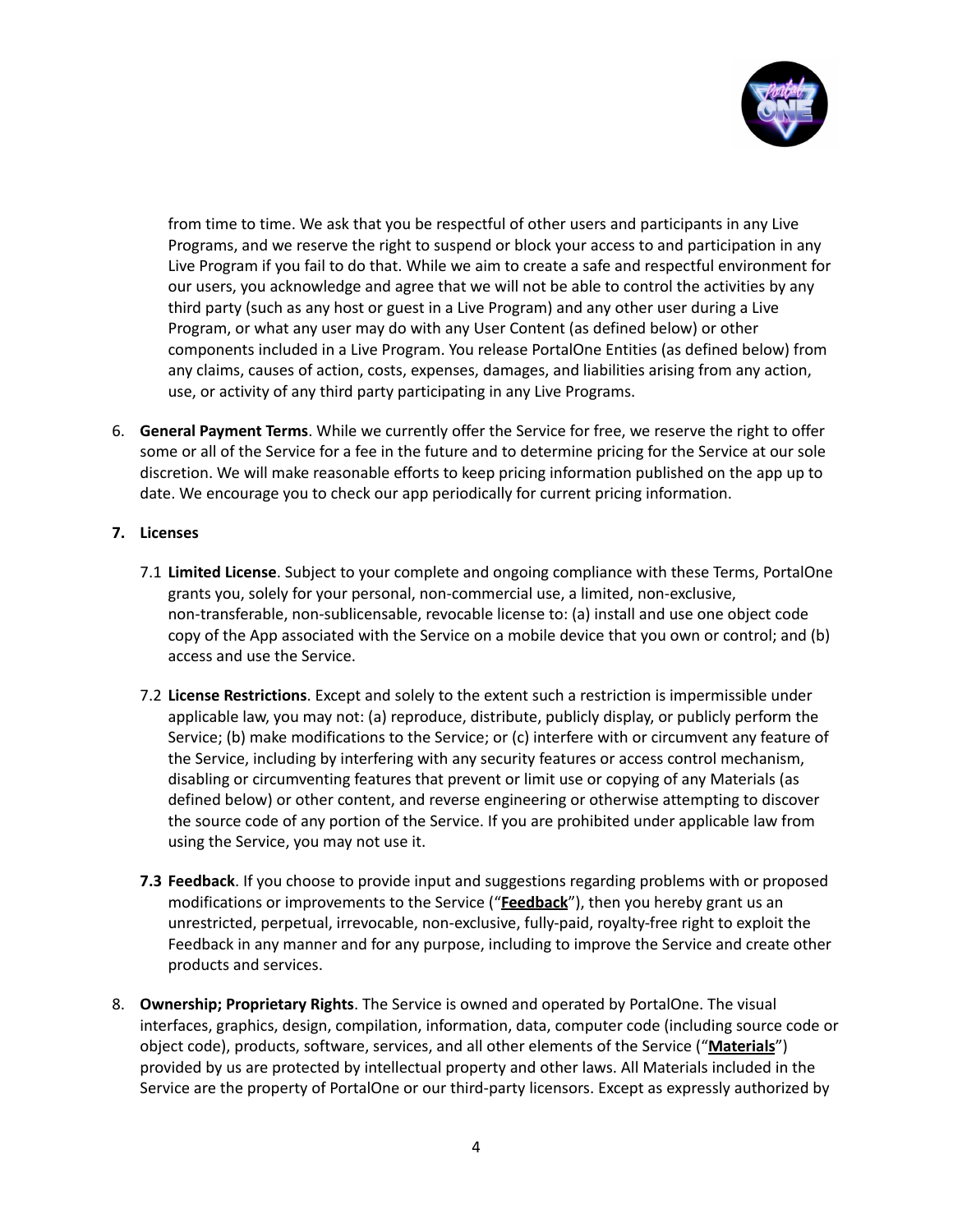from time to time. We ask that you be respectful of other users and participants in any Live Programs, and we reserve the right to suspend or block your access to and participation in any Live Program if you fail to do that. While we aim to create a safe and respectful environment for our users, you acknowledge and agree that we will not be able to control the activities by any third party (such as any host or guest in a Live Program) and any other user during a Live Program, or what any user may do with any User Content (as defined below) or other components included in a Live Program. You release PortalOne Entities (as defined below) from any claims, causes of action, costs, expenses, damages, and liabilities arising from any action, use, or activity of any third party participating in any Live Programs.

6. **General Payment Terms**. While we currently offer the Service for free, we reserve the right to offer some or all of the Service for a fee in the future and to determine pricing for the Service at our sole discretion. We will make reasonable efforts to keep pricing information published on the app up to date. We encourage you to check our app periodically for current pricing information.

7. **Licenses**

   7.1 **Limited License**. Subject to your complete and ongoing compliance with these Terms, PortalOne grants you, solely for your personal, non-commercial use, a limited, non-exclusive, non-transferable, non-sublicensable, revocable license to: (a) install and use one object code copy of the App associated with the Service on a mobile device that you own or control; and (b) access and use the Service.

   7.2 **License Restrictions**. Except and solely to the extent such a restriction is impermissible under applicable law, you may not: (a) reproduce, distribute, publicly display, or publicly perform the Service; (b) make modifications to the Service; or (c) interfere with or circumvent any feature of the Service, including by interfering with any security features or access control mechanism, disabling or circumventing features that prevent or limit use or copying of any Materials (as defined below) or other content, and reverse engineering or otherwise attempting to discover the source code of any portion of the Service. If you are prohibited under applicable law from using the Service, you may not use it.

   **7.3 Feedback**. If you choose to provide input and suggestions regarding problems with or proposed modifications or improvements to the Service ("**Feedback**"), then you hereby grant us an unrestricted, perpetual, irrevocable, non-exclusive, fully-paid, royalty-free right to exploit the Feedback in any manner and for any purpose, including to improve the Service and create other products and services.

8. **Ownership; Proprietary Rights**. The Service is owned and operated by PortalOne. The visual interfaces, graphics, design, compilation, information, data, computer code (including source code or object code), products, software, services, and all other elements of the Service ("**Materials**") provided by us are protected by intellectual property and other laws. All Materials included in the Service are the property of PortalOne or our third-party licensors. Except as expressly authorized by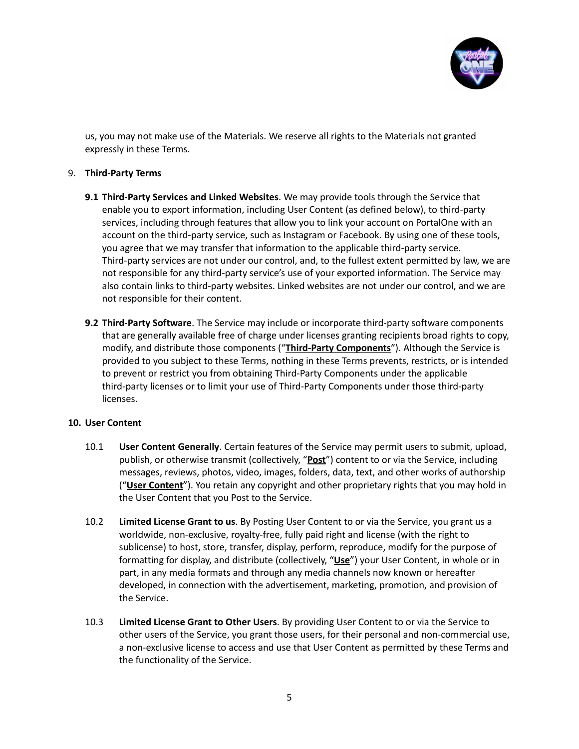us, you may not make use of the Materials. We reserve all rights to the Materials not granted expressly in these Terms.

9. **Third-Party Terms**

**9.1 Third-Party Services and Linked Websites**. We may provide tools through the Service that enable you to export information, including User Content (as defined below), to third-party services, including through features that allow you to link your account on PortalOne with an account on the third-party service, such as Instagram or Facebook. By using one of these tools, you agree that we may transfer that information to the applicable third-party service. Third-party services are not under our control, and, to the fullest extent permitted by law, we are not responsible for any third-party service's use of your exported information. The Service may also contain links to third-party websites. Linked websites are not under our control, and we are not responsible for their content.

**9.2 Third-Party Software**. The Service may include or incorporate third-party software components that are generally available free of charge under licenses granting recipients broad rights to copy, modify, and distribute those components ("**Third-Party Components**"). Although the Service is provided to you subject to these Terms, nothing in these Terms prevents, restricts, or is intended to prevent or restrict you from obtaining Third-Party Components under the applicable third-party licenses or to limit your use of Third-Party Components under those third-party licenses.

10. **User Content**

10.1 **User Content Generally**. Certain features of the Service may permit users to submit, upload, publish, or otherwise transmit (collectively, "**Post**") content to or via the Service, including messages, reviews, photos, video, images, folders, data, text, and other works of authorship ("**User Content**"). You retain any copyright and other proprietary rights that you may hold in the User Content that you Post to the Service.

10.2 **Limited License Grant to us**. By Posting User Content to or via the Service, you grant us a worldwide, non-exclusive, royalty-free, fully paid right and license (with the right to sublicense) to host, store, transfer, display, perform, reproduce, modify for the purpose of formatting for display, and distribute (collectively, "**Use**") your User Content, in whole or in part, in any media formats and through any media channels now known or hereafter developed, in connection with the advertisement, marketing, promotion, and provision of the Service.

10.3 **Limited License Grant to Other Users**. By providing User Content to or via the Service to other users of the Service, you grant those users, for their personal and non-commercial use, a non-exclusive license to access and use that User Content as permitted by these Terms and the functionality of the Service.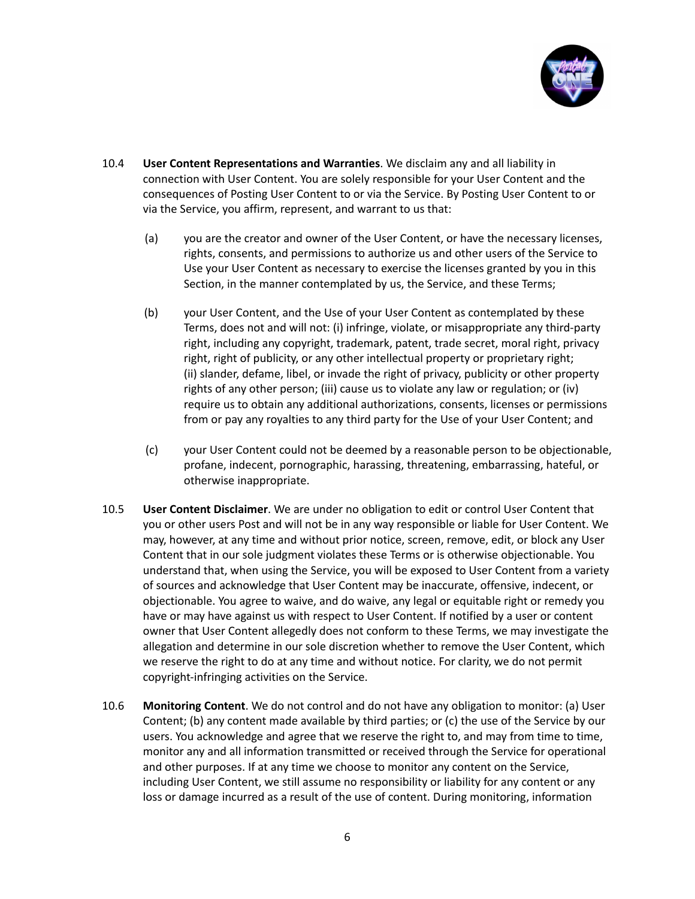10.4 **User Content Representations and Warranties**. We disclaim any and all liability in connection with User Content. You are solely responsible for your User Content and the consequences of Posting User Content to or via the Service. By Posting User Content to or via the Service, you affirm, represent, and warrant to us that:

(a) you are the creator and owner of the User Content, or have the necessary licenses, rights, consents, and permissions to authorize us and other users of the Service to Use your User Content as necessary to exercise the licenses granted by you in this Section, in the manner contemplated by us, the Service, and these Terms;

(b) your User Content, and the Use of your User Content as contemplated by these Terms, does not and will not: (i) infringe, violate, or misappropriate any third-party right, including any copyright, trademark, patent, trade secret, moral right, privacy right, right of publicity, or any other intellectual property or proprietary right; (ii) slander, defame, libel, or invade the right of privacy, publicity or other property rights of any other person; (iii) cause us to violate any law or regulation; or (iv) require us to obtain any additional authorizations, consents, licenses or permissions from or pay any royalties to any third party for the Use of your User Content; and

(c) your User Content could not be deemed by a reasonable person to be objectionable, profane, indecent, pornographic, harassing, threatening, embarrassing, hateful, or otherwise inappropriate.

10.5 **User Content Disclaimer**. We are under no obligation to edit or control User Content that you or other users Post and will not be in any way responsible or liable for User Content. We may, however, at any time and without prior notice, screen, remove, edit, or block any User Content that in our sole judgment violates these Terms or is otherwise objectionable. You understand that, when using the Service, you will be exposed to User Content from a variety of sources and acknowledge that User Content may be inaccurate, offensive, indecent, or objectionable. You agree to waive, and do waive, any legal or equitable right or remedy you have or may have against us with respect to User Content. If notified by a user or content owner that User Content allegedly does not conform to these Terms, we may investigate the allegation and determine in our sole discretion whether to remove the User Content, which we reserve the right to do at any time and without notice. For clarity, we do not permit copyright-infringing activities on the Service.

10.6 **Monitoring Content**. We do not control and do not have any obligation to monitor: (a) User Content; (b) any content made available by third parties; or (c) the use of the Service by our users. You acknowledge and agree that we reserve the right to, and may from time to time, monitor any and all information transmitted or received through the Service for operational and other purposes. If at any time we choose to monitor any content on the Service, including User Content, we still assume no responsibility or liability for any content or any loss or damage incurred as a result of the use of content. During monitoring, information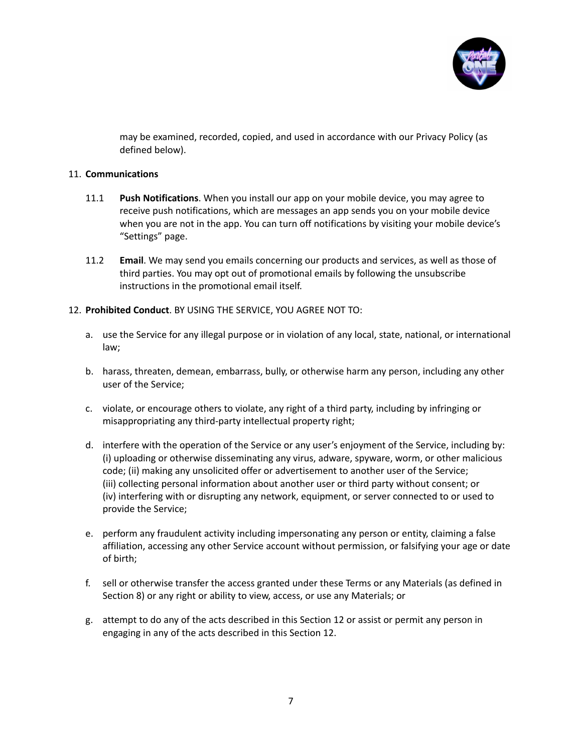may be examined, recorded, copied, and used in accordance with our Privacy Policy (as defined below).

11. **Communications**

    11.1 **Push Notifications**. When you install our app on your mobile device, you may agree to receive push notifications, which are messages an app sends you on your mobile device when you are not in the app. You can turn off notifications by visiting your mobile device's "Settings" page.

    11.2 **Email**. We may send you emails concerning our products and services, as well as those of third parties. You may opt out of promotional emails by following the unsubscribe instructions in the promotional email itself.

12. **Prohibited Conduct**. BY USING THE SERVICE, YOU AGREE NOT TO:

    a. use the Service for any illegal purpose or in violation of any local, state, national, or international law;

    b. harass, threaten, demean, embarrass, bully, or otherwise harm any person, including any other user of the Service;

    c. violate, or encourage others to violate, any right of a third party, including by infringing or misappropriating any third-party intellectual property right;

    d. interfere with the operation of the Service or any user's enjoyment of the Service, including by: (i) uploading or otherwise disseminating any virus, adware, spyware, worm, or other malicious code; (ii) making any unsolicited offer or advertisement to another user of the Service; (iii) collecting personal information about another user or third party without consent; or (iv) interfering with or disrupting any network, equipment, or server connected to or used to provide the Service;

    e. perform any fraudulent activity including impersonating any person or entity, claiming a false affiliation, accessing any other Service account without permission, or falsifying your age or date of birth;

    f. sell or otherwise transfer the access granted under these Terms or any Materials (as defined in Section 8) or any right or ability to view, access, or use any Materials; or

    g. attempt to do any of the acts described in this Section 12 or assist or permit any person in engaging in any of the acts described in this Section 12.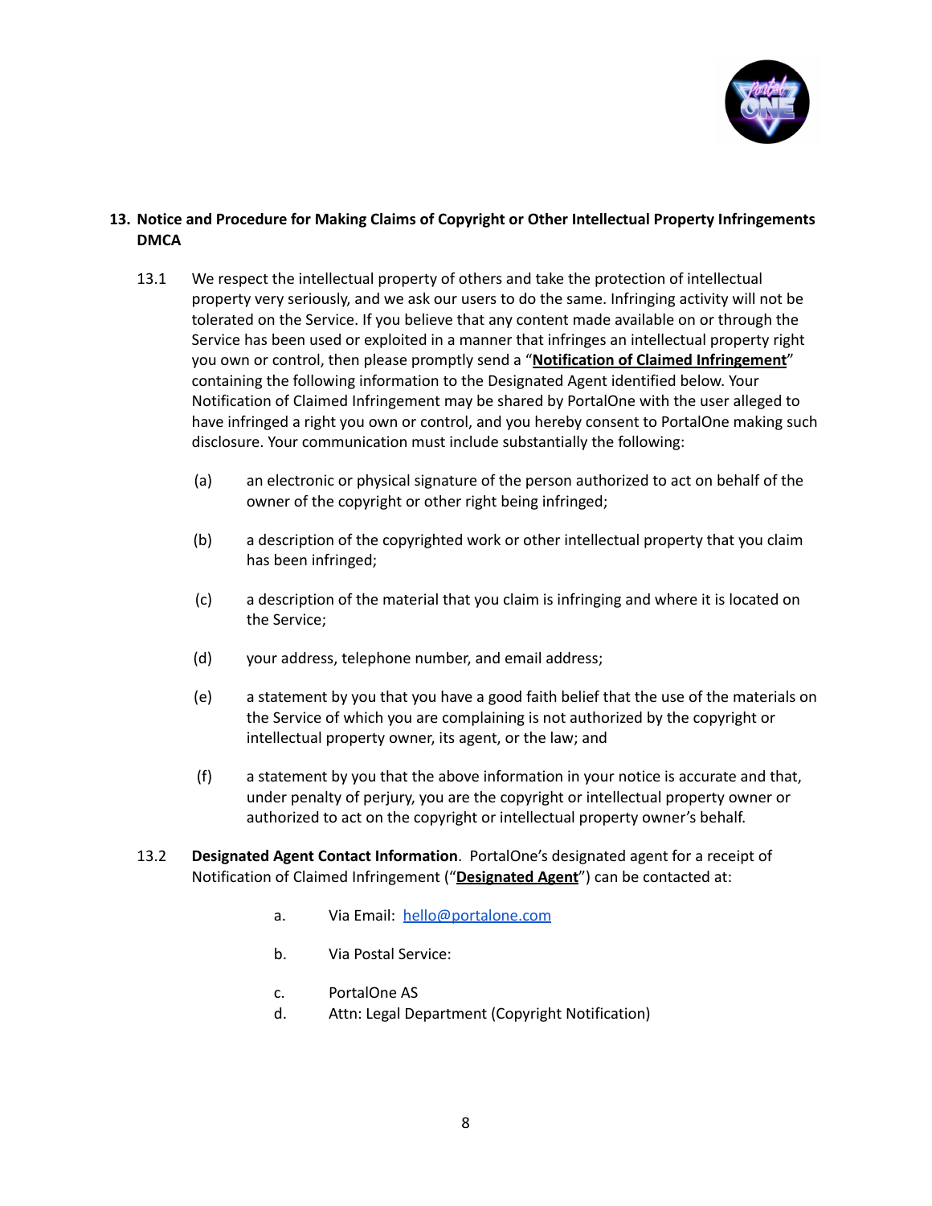## 13. Notice and Procedure for Making Claims of Copyright or Other Intellectual Property Infringements DMCA

13.1 We respect the intellectual property of others and take the protection of intellectual property very seriously, and we ask our users to do the same. Infringing activity will not be tolerated on the Service. If you believe that any content made available on or through the Service has been used or exploited in a manner that infringes an intellectual property right you own or control, then please promptly send a "**Notification of Claimed Infringement**" containing the following information to the Designated Agent identified below. Your Notification of Claimed Infringement may be shared by PortalOne with the user alleged to have infringed a right you own or control, and you hereby consent to PortalOne making such disclosure. Your communication must include substantially the following:

(a) an electronic or physical signature of the person authorized to act on behalf of the owner of the copyright or other right being infringed;

(b) a description of the copyrighted work or other intellectual property that you claim has been infringed;

(c) a description of the material that you claim is infringing and where it is located on the Service;

(d) your address, telephone number, and email address;

(e) a statement by you that you have a good faith belief that the use of the materials on the Service of which you are complaining is not authorized by the copyright or intellectual property owner, its agent, or the law; and

(f) a statement by you that the above information in your notice is accurate and that, under penalty of perjury, you are the copyright or intellectual property owner or authorized to act on the copyright or intellectual property owner's behalf.

13.2 **Designated Agent Contact Information**. PortalOne's designated agent for a receipt of Notification of Claimed Infringement ("**Designated Agent**") can be contacted at:

a. Via Email: hello@portalone.com

b. Via Postal Service:

c. PortalOne AS

d. Attn: Legal Department (Copyright Notification)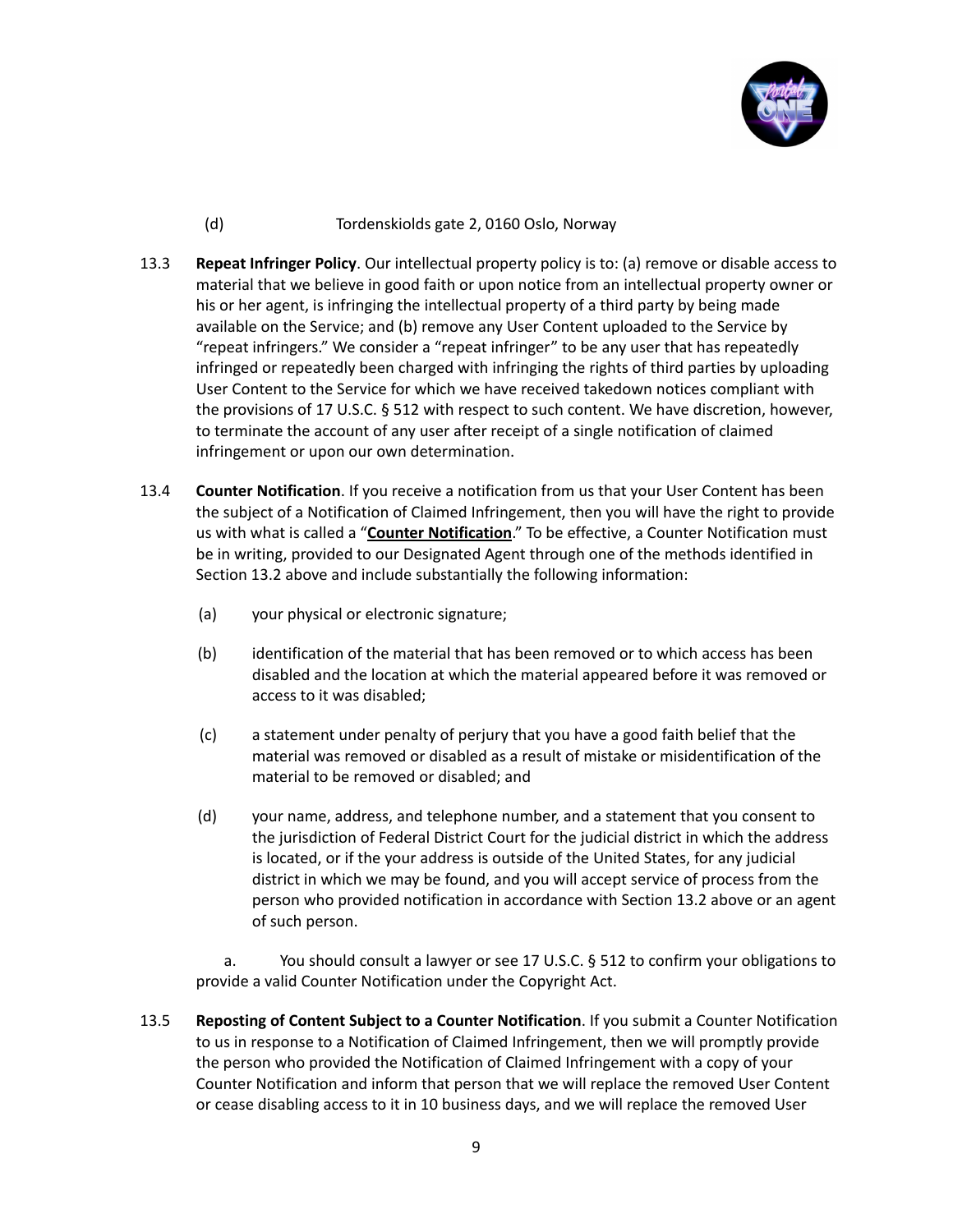(d) Tordenskiolds gate 2, 0160 Oslo, Norway

13.3 **Repeat Infringer Policy**. Our intellectual property policy is to: (a) remove or disable access to material that we believe in good faith or upon notice from an intellectual property owner or his or her agent, is infringing the intellectual property of a third party by being made available on the Service; and (b) remove any User Content uploaded to the Service by "repeat infringers." We consider a "repeat infringer" to be any user that has repeatedly infringed or repeatedly been charged with infringing the rights of third parties by uploading User Content to the Service for which we have received takedown notices compliant with the provisions of 17 U.S.C. § 512 with respect to such content. We have discretion, however, to terminate the account of any user after receipt of a single notification of claimed infringement or upon our own determination.

13.4 **Counter Notification**. If you receive a notification from us that your User Content has been the subject of a Notification of Claimed Infringement, then you will have the right to provide us with what is called a "**Counter Notification**." To be effective, a Counter Notification must be in writing, provided to our Designated Agent through one of the methods identified in Section 13.2 above and include substantially the following information:

(a) your physical or electronic signature;

(b) identification of the material that has been removed or to which access has been disabled and the location at which the material appeared before it was removed or access to it was disabled;

(c) a statement under penalty of perjury that you have a good faith belief that the material was removed or disabled as a result of mistake or misidentification of the material to be removed or disabled; and

(d) your name, address, and telephone number, and a statement that you consent to the jurisdiction of Federal District Court for the judicial district in which the address is located, or if the your address is outside of the United States, for any judicial district in which we may be found, and you will accept service of process from the person who provided notification in accordance with Section 13.2 above or an agent of such person.

a. You should consult a lawyer or see 17 U.S.C. § 512 to confirm your obligations to provide a valid Counter Notification under the Copyright Act.

13.5 **Reposting of Content Subject to a Counter Notification**. If you submit a Counter Notification to us in response to a Notification of Claimed Infringement, then we will promptly provide the person who provided the Notification of Claimed Infringement with a copy of your Counter Notification and inform that person that we will replace the removed User Content or cease disabling access to it in 10 business days, and we will replace the removed User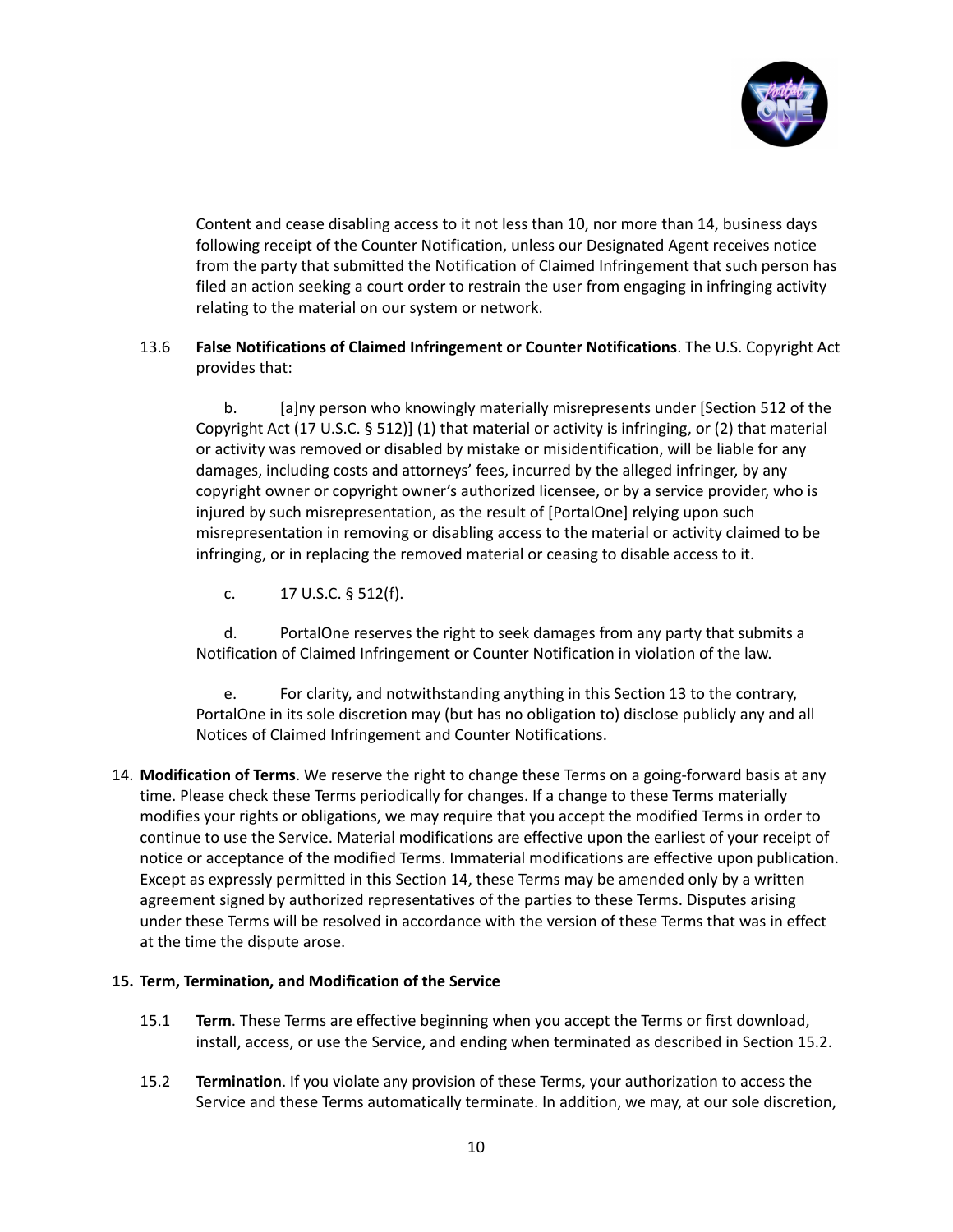Content and cease disabling access to it not less than 10, nor more than 14, business days following receipt of the Counter Notification, unless our Designated Agent receives notice from the party that submitted the Notification of Claimed Infringement that such person has filed an action seeking a court order to restrain the user from engaging in infringing activity relating to the material on our system or network.

13.6 **False Notifications of Claimed Infringement or Counter Notifications**. The U.S. Copyright Act provides that:

b. [a]ny person who knowingly materially misrepresents under [Section 512 of the Copyright Act (17 U.S.C. § 512)] (1) that material or activity is infringing, or (2) that material or activity was removed or disabled by mistake or misidentification, will be liable for any damages, including costs and attorneys' fees, incurred by the alleged infringer, by any copyright owner or copyright owner's authorized licensee, or by a service provider, who is injured by such misrepresentation, as the result of [PortalOne] relying upon such misrepresentation in removing or disabling access to the material or activity claimed to be infringing, or in replacing the removed material or ceasing to disable access to it.

c. 17 U.S.C. § 512(f).

d. PortalOne reserves the right to seek damages from any party that submits a Notification of Claimed Infringement or Counter Notification in violation of the law.

e. For clarity, and notwithstanding anything in this Section 13 to the contrary, PortalOne in its sole discretion may (but has no obligation to) disclose publicly any and all Notices of Claimed Infringement and Counter Notifications.

14. **Modification of Terms**. We reserve the right to change these Terms on a going-forward basis at any time. Please check these Terms periodically for changes. If a change to these Terms materially modifies your rights or obligations, we may require that you accept the modified Terms in order to continue to use the Service. Material modifications are effective upon the earliest of your receipt of notice or acceptance of the modified Terms. Immaterial modifications are effective upon publication. Except as expressly permitted in this Section 14, these Terms may be amended only by a written agreement signed by authorized representatives of the parties to these Terms. Disputes arising under these Terms will be resolved in accordance with the version of these Terms that was in effect at the time the dispute arose.

**15. Term, Termination, and Modification of the Service**

15.1 **Term**. These Terms are effective beginning when you accept the Terms or first download, install, access, or use the Service, and ending when terminated as described in Section 15.2.

15.2 **Termination**. If you violate any provision of these Terms, your authorization to access the Service and these Terms automatically terminate. In addition, we may, at our sole discretion,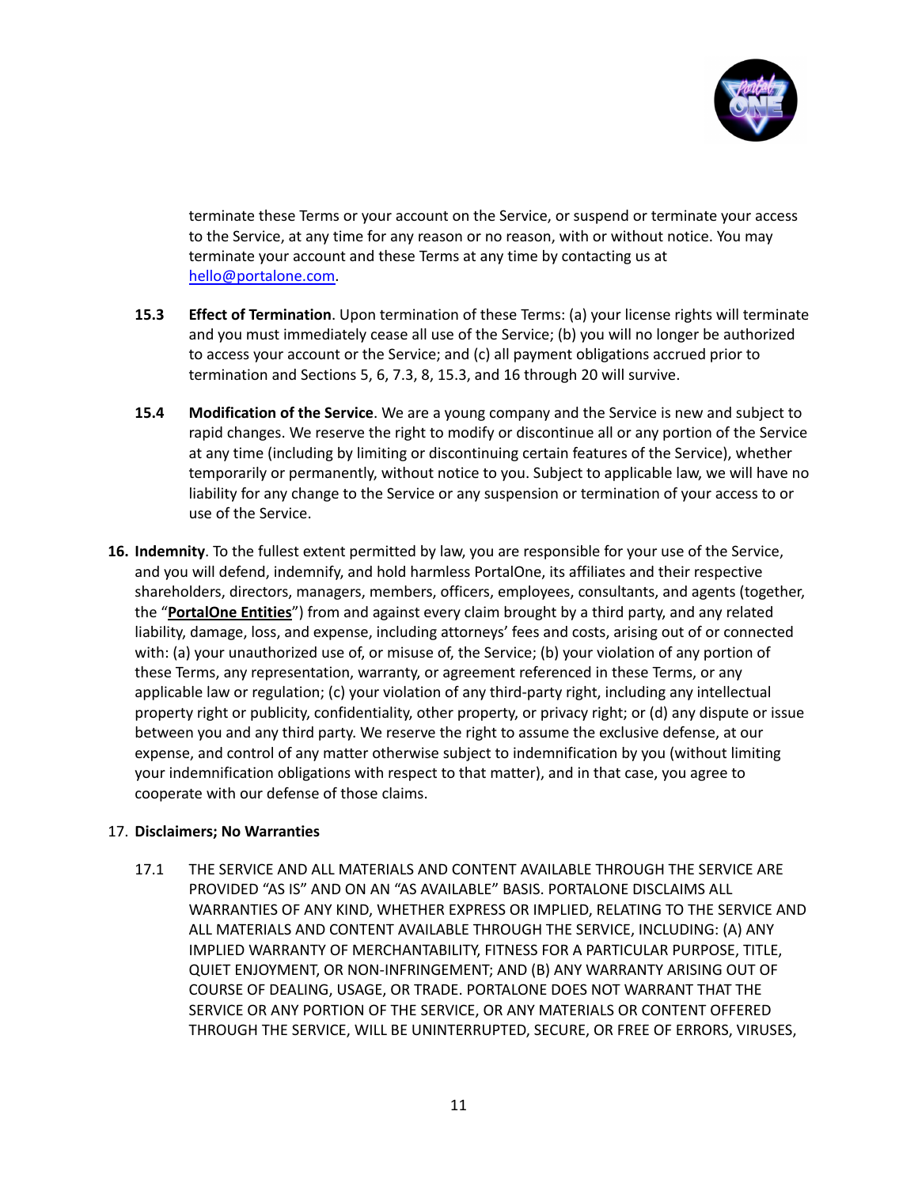terminate these Terms or your account on the Service, or suspend or terminate your access to the Service, at any time for any reason or no reason, with or without notice. You may terminate your account and these Terms at any time by contacting us at [hello@portalone.com](mailto:hello@portalone.com).

**15.3** **Effect of Termination**. Upon termination of these Terms: (a) your license rights will terminate and you must immediately cease all use of the Service; (b) you will no longer be authorized to access your account or the Service; and (c) all payment obligations accrued prior to termination and Sections 5, 6, 7.3, 8, 15.3, and 16 through 20 will survive.

**15.4** **Modification of the Service**. We are a young company and the Service is new and subject to rapid changes. We reserve the right to modify or discontinue all or any portion of the Service at any time (including by limiting or discontinuing certain features of the Service), whether temporarily or permanently, without notice to you. Subject to applicable law, we will have no liability for any change to the Service or any suspension or termination of your access to or use of the Service.

**16. Indemnity**. To the fullest extent permitted by law, you are responsible for your use of the Service, and you will defend, indemnify, and hold harmless PortalOne, its affiliates and their respective shareholders, directors, managers, members, officers, employees, consultants, and agents (together, the "**PortalOne Entities**") from and against every claim brought by a third party, and any related liability, damage, loss, and expense, including attorneys' fees and costs, arising out of or connected with: (a) your unauthorized use of, or misuse of, the Service; (b) your violation of any portion of these Terms, any representation, warranty, or agreement referenced in these Terms, or any applicable law or regulation; (c) your violation of any third-party right, including any intellectual property right or publicity, confidentiality, other property, or privacy right; or (d) any dispute or issue between you and any third party. We reserve the right to assume the exclusive defense, at our expense, and control of any matter otherwise subject to indemnification by you (without limiting your indemnification obligations with respect to that matter), and in that case, you agree to cooperate with our defense of those claims.

17. **Disclaimers; No Warranties**

17.1 THE SERVICE AND ALL MATERIALS AND CONTENT AVAILABLE THROUGH THE SERVICE ARE PROVIDED "AS IS" AND ON AN "AS AVAILABLE" BASIS. PORTALONE DISCLAIMS ALL WARRANTIES OF ANY KIND, WHETHER EXPRESS OR IMPLIED, RELATING TO THE SERVICE AND ALL MATERIALS AND CONTENT AVAILABLE THROUGH THE SERVICE, INCLUDING: (A) ANY IMPLIED WARRANTY OF MERCHANTABILITY, FITNESS FOR A PARTICULAR PURPOSE, TITLE, QUIET ENJOYMENT, OR NON-INFRINGEMENT; AND (B) ANY WARRANTY ARISING OUT OF COURSE OF DEALING, USAGE, OR TRADE. PORTALONE DOES NOT WARRANT THAT THE SERVICE OR ANY PORTION OF THE SERVICE, OR ANY MATERIALS OR CONTENT OFFERED THROUGH THE SERVICE, WILL BE UNINTERRUPTED, SECURE, OR FREE OF ERRORS, VIRUSES,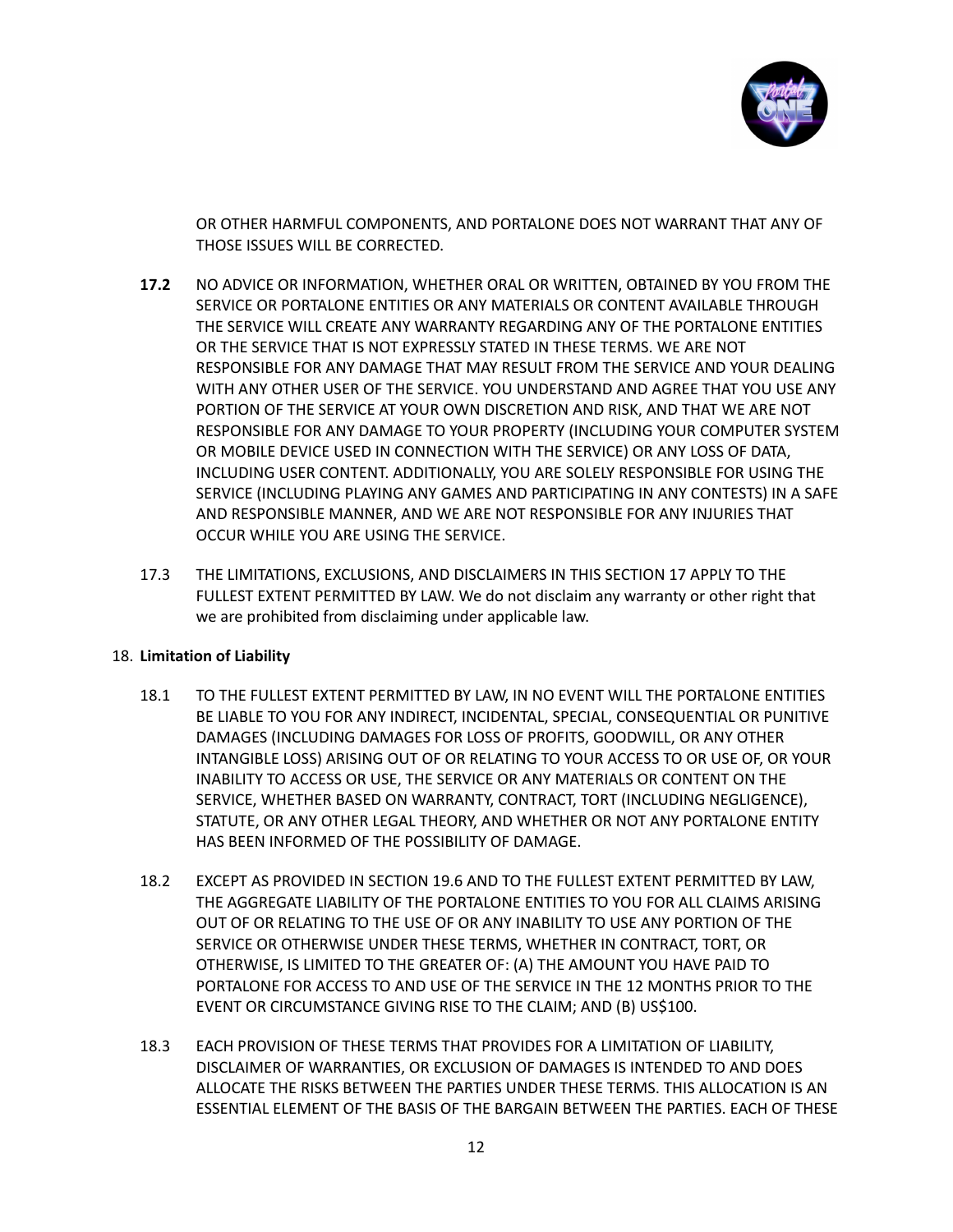OR OTHER HARMFUL COMPONENTS, AND PORTALONE DOES NOT WARRANT THAT ANY OF THOSE ISSUES WILL BE CORRECTED.

**17.2** NO ADVICE OR INFORMATION, WHETHER ORAL OR WRITTEN, OBTAINED BY YOU FROM THE SERVICE OR PORTALONE ENTITIES OR ANY MATERIALS OR CONTENT AVAILABLE THROUGH THE SERVICE WILL CREATE ANY WARRANTY REGARDING ANY OF THE PORTALONE ENTITIES OR THE SERVICE THAT IS NOT EXPRESSLY STATED IN THESE TERMS. WE ARE NOT RESPONSIBLE FOR ANY DAMAGE THAT MAY RESULT FROM THE SERVICE AND YOUR DEALING WITH ANY OTHER USER OF THE SERVICE. YOU UNDERSTAND AND AGREE THAT YOU USE ANY PORTION OF THE SERVICE AT YOUR OWN DISCRETION AND RISK, AND THAT WE ARE NOT RESPONSIBLE FOR ANY DAMAGE TO YOUR PROPERTY (INCLUDING YOUR COMPUTER SYSTEM OR MOBILE DEVICE USED IN CONNECTION WITH THE SERVICE) OR ANY LOSS OF DATA, INCLUDING USER CONTENT. ADDITIONALLY, YOU ARE SOLELY RESPONSIBLE FOR USING THE SERVICE (INCLUDING PLAYING ANY GAMES AND PARTICIPATING IN ANY CONTESTS) IN A SAFE AND RESPONSIBLE MANNER, AND WE ARE NOT RESPONSIBLE FOR ANY INJURIES THAT OCCUR WHILE YOU ARE USING THE SERVICE.

17.3 THE LIMITATIONS, EXCLUSIONS, AND DISCLAIMERS IN THIS SECTION 17 APPLY TO THE FULLEST EXTENT PERMITTED BY LAW. We do not disclaim any warranty or other right that we are prohibited from disclaiming under applicable law.

18. **Limitation of Liability**

18.1 TO THE FULLEST EXTENT PERMITTED BY LAW, IN NO EVENT WILL THE PORTALONE ENTITIES BE LIABLE TO YOU FOR ANY INDIRECT, INCIDENTAL, SPECIAL, CONSEQUENTIAL OR PUNITIVE DAMAGES (INCLUDING DAMAGES FOR LOSS OF PROFITS, GOODWILL, OR ANY OTHER INTANGIBLE LOSS) ARISING OUT OF OR RELATING TO YOUR ACCESS TO OR USE OF, OR YOUR INABILITY TO ACCESS OR USE, THE SERVICE OR ANY MATERIALS OR CONTENT ON THE SERVICE, WHETHER BASED ON WARRANTY, CONTRACT, TORT (INCLUDING NEGLIGENCE), STATUTE, OR ANY OTHER LEGAL THEORY, AND WHETHER OR NOT ANY PORTALONE ENTITY HAS BEEN INFORMED OF THE POSSIBILITY OF DAMAGE.

18.2 EXCEPT AS PROVIDED IN SECTION 19.6 AND TO THE FULLEST EXTENT PERMITTED BY LAW, THE AGGREGATE LIABILITY OF THE PORTALONE ENTITIES TO YOU FOR ALL CLAIMS ARISING OUT OF OR RELATING TO THE USE OF OR ANY INABILITY TO USE ANY PORTION OF THE SERVICE OR OTHERWISE UNDER THESE TERMS, WHETHER IN CONTRACT, TORT, OR OTHERWISE, IS LIMITED TO THE GREATER OF: (A) THE AMOUNT YOU HAVE PAID TO PORTALONE FOR ACCESS TO AND USE OF THE SERVICE IN THE 12 MONTHS PRIOR TO THE EVENT OR CIRCUMSTANCE GIVING RISE TO THE CLAIM; AND (B) US$100.

18.3 EACH PROVISION OF THESE TERMS THAT PROVIDES FOR A LIMITATION OF LIABILITY, DISCLAIMER OF WARRANTIES, OR EXCLUSION OF DAMAGES IS INTENDED TO AND DOES ALLOCATE THE RISKS BETWEEN THE PARTIES UNDER THESE TERMS. THIS ALLOCATION IS AN ESSENTIAL ELEMENT OF THE BASIS OF THE BARGAIN BETWEEN THE PARTIES. EACH OF THESE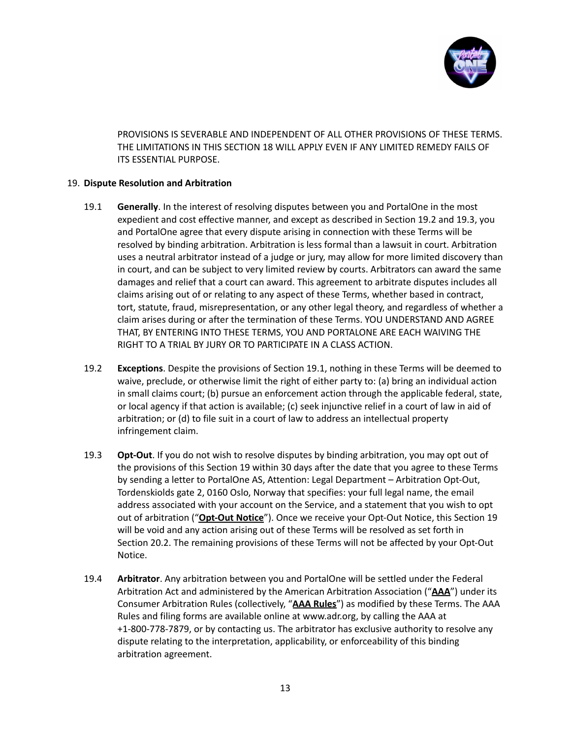PROVISIONS IS SEVERABLE AND INDEPENDENT OF ALL OTHER PROVISIONS OF THESE TERMS. THE LIMITATIONS IN THIS SECTION 18 WILL APPLY EVEN IF ANY LIMITED REMEDY FAILS OF ITS ESSENTIAL PURPOSE.

19. **Dispute Resolution and Arbitration**

19.1 **Generally**. In the interest of resolving disputes between you and PortalOne in the most expedient and cost effective manner, and except as described in Section 19.2 and 19.3, you and PortalOne agree that every dispute arising in connection with these Terms will be resolved by binding arbitration. Arbitration is less formal than a lawsuit in court. Arbitration uses a neutral arbitrator instead of a judge or jury, may allow for more limited discovery than in court, and can be subject to very limited review by courts. Arbitrators can award the same damages and relief that a court can award. This agreement to arbitrate disputes includes all claims arising out of or relating to any aspect of these Terms, whether based in contract, tort, statute, fraud, misrepresentation, or any other legal theory, and regardless of whether a claim arises during or after the termination of these Terms. YOU UNDERSTAND AND AGREE THAT, BY ENTERING INTO THESE TERMS, YOU AND PORTALONE ARE EACH WAIVING THE RIGHT TO A TRIAL BY JURY OR TO PARTICIPATE IN A CLASS ACTION.

19.2 **Exceptions**. Despite the provisions of Section 19.1, nothing in these Terms will be deemed to waive, preclude, or otherwise limit the right of either party to: (a) bring an individual action in small claims court; (b) pursue an enforcement action through the applicable federal, state, or local agency if that action is available; (c) seek injunctive relief in a court of law in aid of arbitration; or (d) to file suit in a court of law to address an intellectual property infringement claim.

19.3 **Opt-Out**. If you do not wish to resolve disputes by binding arbitration, you may opt out of the provisions of this Section 19 within 30 days after the date that you agree to these Terms by sending a letter to PortalOne AS, Attention: Legal Department – Arbitration Opt-Out, Tordenskiolds gate 2, 0160 Oslo, Norway that specifies: your full legal name, the email address associated with your account on the Service, and a statement that you wish to opt out of arbitration ("**Opt-Out Notice**"). Once we receive your Opt-Out Notice, this Section 19 will be void and any action arising out of these Terms will be resolved as set forth in Section 20.2. The remaining provisions of these Terms will not be affected by your Opt-Out Notice.

19.4 **Arbitrator**. Any arbitration between you and PortalOne will be settled under the Federal Arbitration Act and administered by the American Arbitration Association ("**AAA**") under its Consumer Arbitration Rules (collectively, "**AAA Rules**") as modified by these Terms. The AAA Rules and filing forms are available online at www.adr.org, by calling the AAA at +1-800-778-7879, or by contacting us. The arbitrator has exclusive authority to resolve any dispute relating to the interpretation, applicability, or enforceability of this binding arbitration agreement.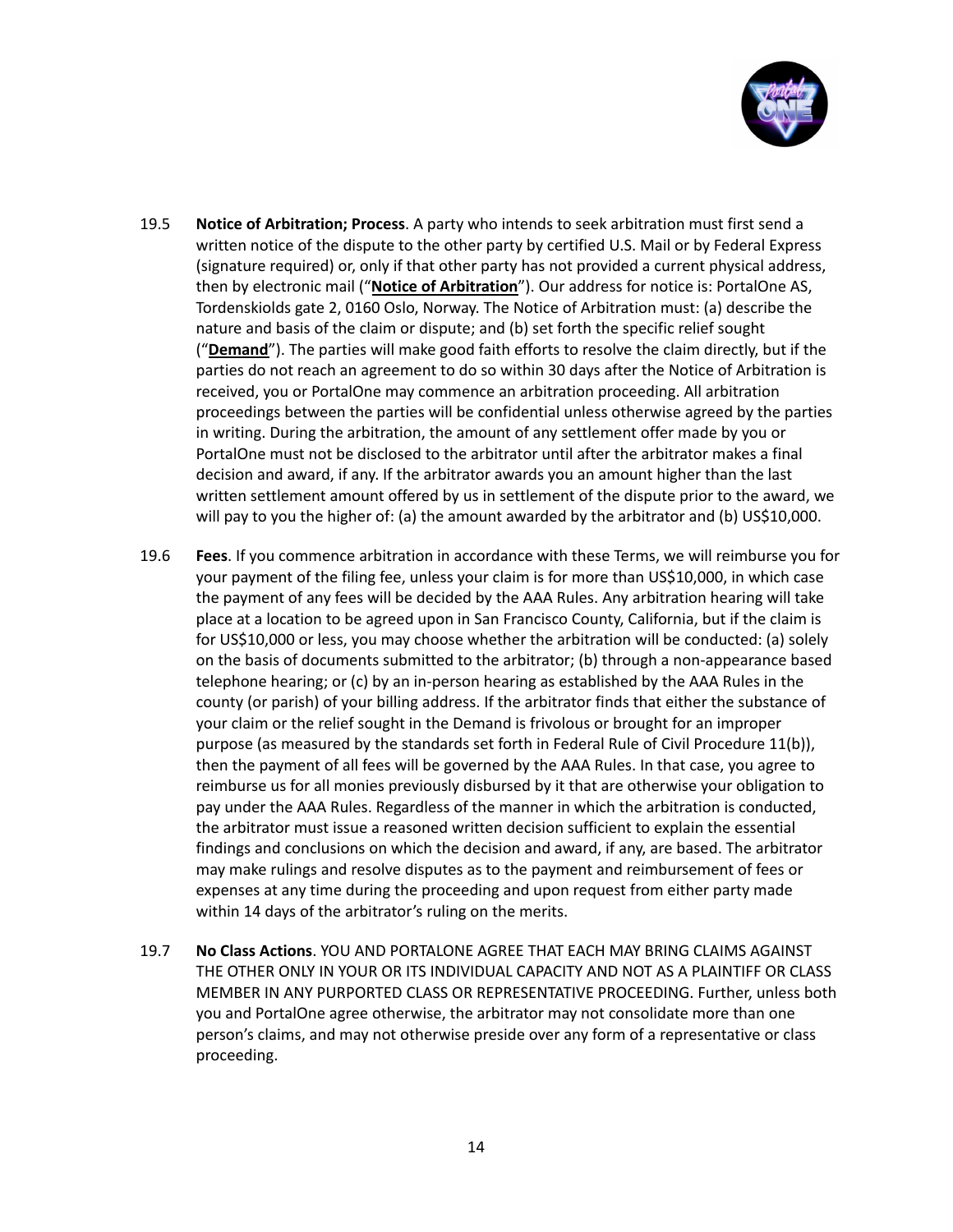19.5 **Notice of Arbitration; Process**. A party who intends to seek arbitration must first send a written notice of the dispute to the other party by certified U.S. Mail or by Federal Express (signature required) or, only if that other party has not provided a current physical address, then by electronic mail ("**Notice of Arbitration**"). Our address for notice is: PortalOne AS, Tordenskiolds gate 2, 0160 Oslo, Norway. The Notice of Arbitration must: (a) describe the nature and basis of the claim or dispute; and (b) set forth the specific relief sought ("**Demand**"). The parties will make good faith efforts to resolve the claim directly, but if the parties do not reach an agreement to do so within 30 days after the Notice of Arbitration is received, you or PortalOne may commence an arbitration proceeding. All arbitration proceedings between the parties will be confidential unless otherwise agreed by the parties in writing. During the arbitration, the amount of any settlement offer made by you or PortalOne must not be disclosed to the arbitrator until after the arbitrator makes a final decision and award, if any. If the arbitrator awards you an amount higher than the last written settlement amount offered by us in settlement of the dispute prior to the award, we will pay to you the higher of: (a) the amount awarded by the arbitrator and (b) US$10,000.

19.6 **Fees**. If you commence arbitration in accordance with these Terms, we will reimburse you for your payment of the filing fee, unless your claim is for more than US$10,000, in which case the payment of any fees will be decided by the AAA Rules. Any arbitration hearing will take place at a location to be agreed upon in San Francisco County, California, but if the claim is for US$10,000 or less, you may choose whether the arbitration will be conducted: (a) solely on the basis of documents submitted to the arbitrator; (b) through a non-appearance based telephone hearing; or (c) by an in-person hearing as established by the AAA Rules in the county (or parish) of your billing address. If the arbitrator finds that either the substance of your claim or the relief sought in the Demand is frivolous or brought for an improper purpose (as measured by the standards set forth in Federal Rule of Civil Procedure 11(b)), then the payment of all fees will be governed by the AAA Rules. In that case, you agree to reimburse us for all monies previously disbursed by it that are otherwise your obligation to pay under the AAA Rules. Regardless of the manner in which the arbitration is conducted, the arbitrator must issue a reasoned written decision sufficient to explain the essential findings and conclusions on which the decision and award, if any, are based. The arbitrator may make rulings and resolve disputes as to the payment and reimbursement of fees or expenses at any time during the proceeding and upon request from either party made within 14 days of the arbitrator's ruling on the merits.

19.7 **No Class Actions**. YOU AND PORTALONE AGREE THAT EACH MAY BRING CLAIMS AGAINST THE OTHER ONLY IN YOUR OR ITS INDIVIDUAL CAPACITY AND NOT AS A PLAINTIFF OR CLASS MEMBER IN ANY PURPORTED CLASS OR REPRESENTATIVE PROCEEDING. Further, unless both you and PortalOne agree otherwise, the arbitrator may not consolidate more than one person's claims, and may not otherwise preside over any form of a representative or class proceeding.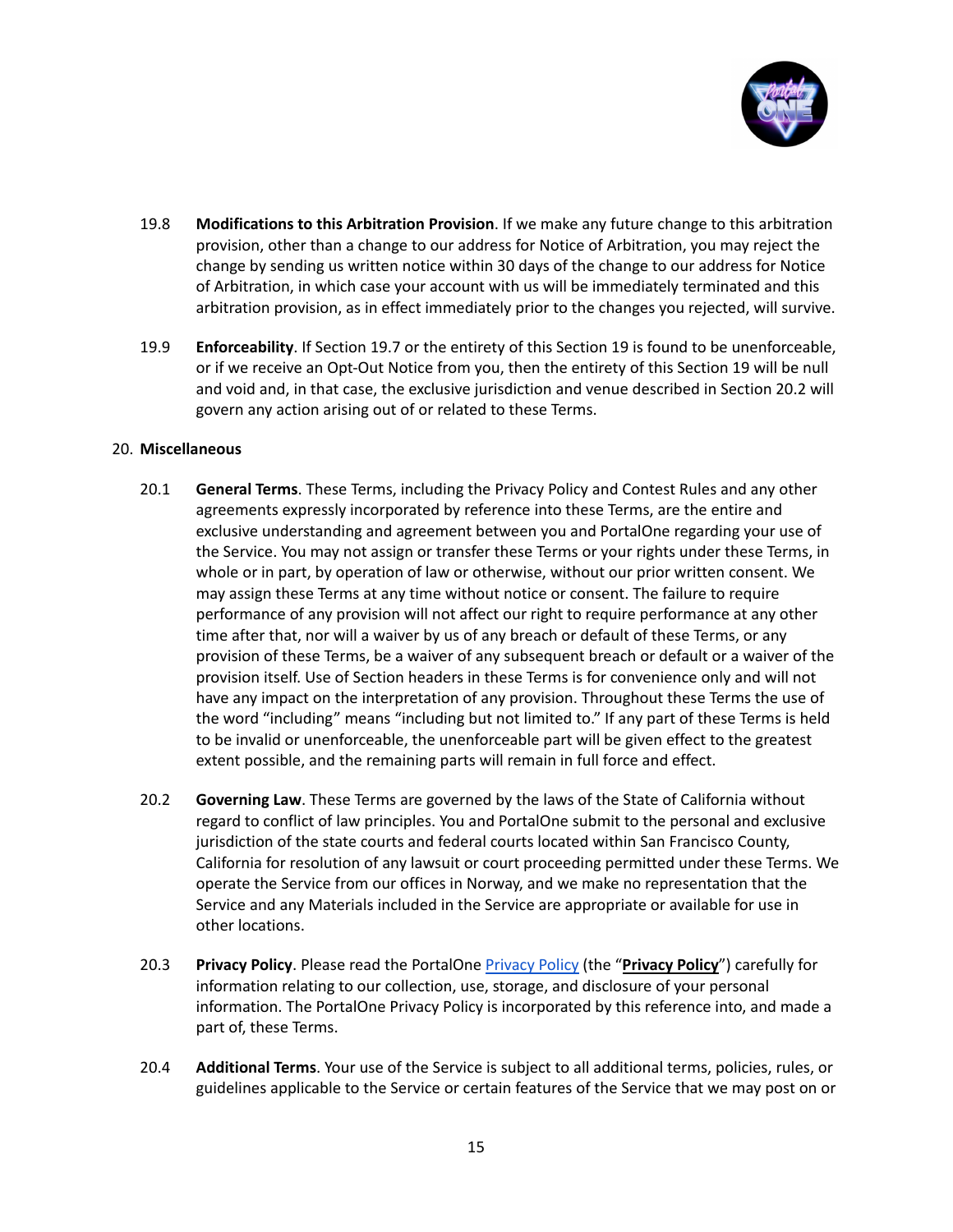19.8 **Modifications to this Arbitration Provision**. If we make any future change to this arbitration provision, other than a change to our address for Notice of Arbitration, you may reject the change by sending us written notice within 30 days of the change to our address for Notice of Arbitration, in which case your account with us will be immediately terminated and this arbitration provision, as in effect immediately prior to the changes you rejected, will survive.

19.9 **Enforceability**. If Section 19.7 or the entirety of this Section 19 is found to be unenforceable, or if we receive an Opt-Out Notice from you, then the entirety of this Section 19 will be null and void and, in that case, the exclusive jurisdiction and venue described in Section 20.2 will govern any action arising out of or related to these Terms.

20. **Miscellaneous**

20.1 **General Terms**. These Terms, including the Privacy Policy and Contest Rules and any other agreements expressly incorporated by reference into these Terms, are the entire and exclusive understanding and agreement between you and PortalOne regarding your use of the Service. You may not assign or transfer these Terms or your rights under these Terms, in whole or in part, by operation of law or otherwise, without our prior written consent. We may assign these Terms at any time without notice or consent. The failure to require performance of any provision will not affect our right to require performance at any other time after that, nor will a waiver by us of any breach or default of these Terms, or any provision of these Terms, be a waiver of any subsequent breach or default or a waiver of the provision itself. Use of Section headers in these Terms is for convenience only and will not have any impact on the interpretation of any provision. Throughout these Terms the use of the word "including" means "including but not limited to." If any part of these Terms is held to be invalid or unenforceable, the unenforceable part will be given effect to the greatest extent possible, and the remaining parts will remain in full force and effect.

20.2 **Governing Law**. These Terms are governed by the laws of the State of California without regard to conflict of law principles. You and PortalOne submit to the personal and exclusive jurisdiction of the state courts and federal courts located within San Francisco County, California for resolution of any lawsuit or court proceeding permitted under these Terms. We operate the Service from our offices in Norway, and we make no representation that the Service and any Materials included in the Service are appropriate or available for use in other locations.

20.3 **Privacy Policy**. Please read the PortalOne Privacy Policy (the "**Privacy Policy**") carefully for information relating to our collection, use, storage, and disclosure of your personal information. The PortalOne Privacy Policy is incorporated by this reference into, and made a part of, these Terms.

20.4 **Additional Terms**. Your use of the Service is subject to all additional terms, policies, rules, or guidelines applicable to the Service or certain features of the Service that we may post on or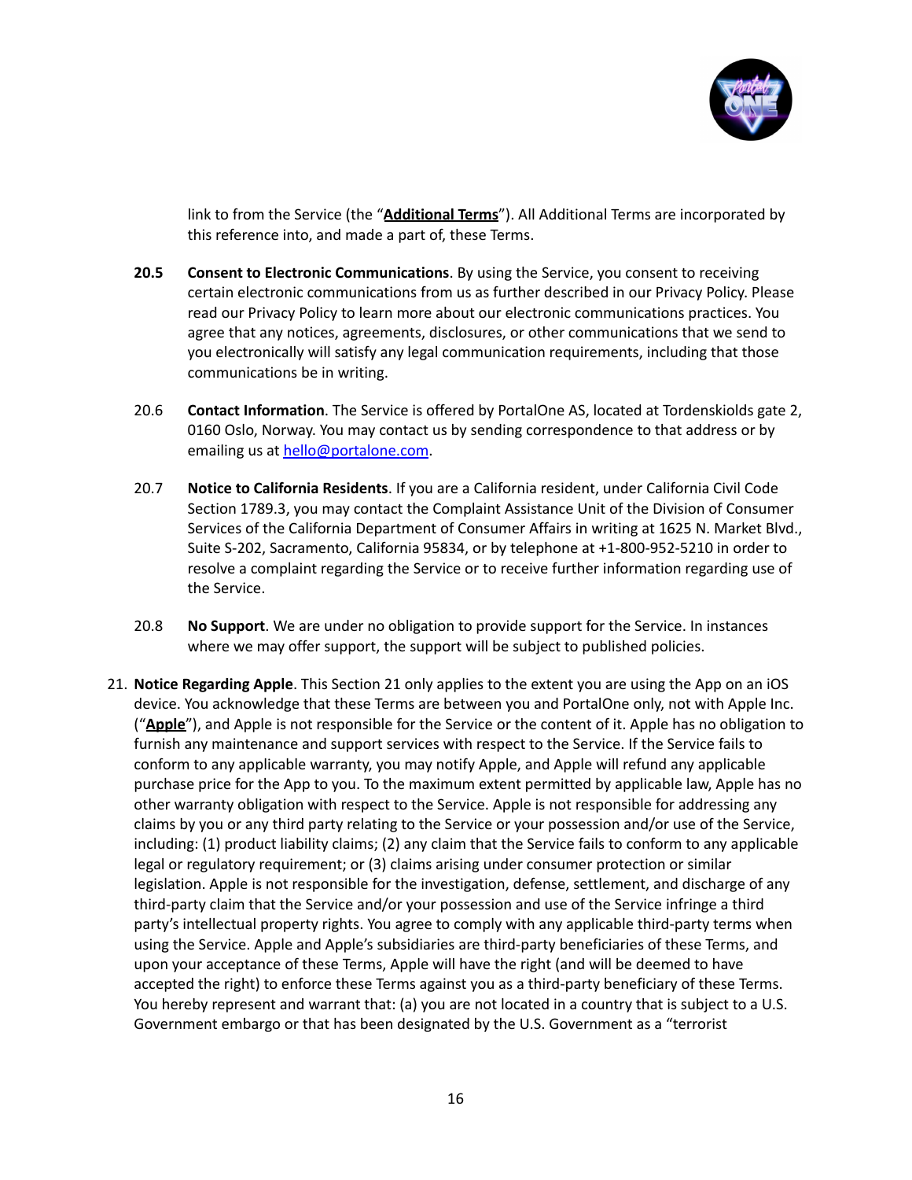link to from the Service (the "**Additional Terms**"). All Additional Terms are incorporated by this reference into, and made a part of, these Terms.

**20.5 Consent to Electronic Communications**. By using the Service, you consent to receiving certain electronic communications from us as further described in our Privacy Policy. Please read our Privacy Policy to learn more about our electronic communications practices. You agree that any notices, agreements, disclosures, or other communications that we send to you electronically will satisfy any legal communication requirements, including that those communications be in writing.

20.6 **Contact Information**. The Service is offered by PortalOne AS, located at Tordenskiolds gate 2, 0160 Oslo, Norway. You may contact us by sending correspondence to that address or by emailing us at hello@portalone.com.

20.7 **Notice to California Residents**. If you are a California resident, under California Civil Code Section 1789.3, you may contact the Complaint Assistance Unit of the Division of Consumer Services of the California Department of Consumer Affairs in writing at 1625 N. Market Blvd., Suite S-202, Sacramento, California 95834, or by telephone at +1-800-952-5210 in order to resolve a complaint regarding the Service or to receive further information regarding use of the Service.

20.8 **No Support**. We are under no obligation to provide support for the Service. In instances where we may offer support, the support will be subject to published policies.

21. **Notice Regarding Apple**. This Section 21 only applies to the extent you are using the App on an iOS device. You acknowledge that these Terms are between you and PortalOne only, not with Apple Inc. ("**Apple**"), and Apple is not responsible for the Service or the content of it. Apple has no obligation to furnish any maintenance and support services with respect to the Service. If the Service fails to conform to any applicable warranty, you may notify Apple, and Apple will refund any applicable purchase price for the App to you. To the maximum extent permitted by applicable law, Apple has no other warranty obligation with respect to the Service. Apple is not responsible for addressing any claims by you or any third party relating to the Service or your possession and/or use of the Service, including: (1) product liability claims; (2) any claim that the Service fails to conform to any applicable legal or regulatory requirement; or (3) claims arising under consumer protection or similar legislation. Apple is not responsible for the investigation, defense, settlement, and discharge of any third-party claim that the Service and/or your possession and use of the Service infringe a third party's intellectual property rights. You agree to comply with any applicable third-party terms when using the Service. Apple and Apple's subsidiaries are third-party beneficiaries of these Terms, and upon your acceptance of these Terms, Apple will have the right (and will be deemed to have accepted the right) to enforce these Terms against you as a third-party beneficiary of these Terms. You hereby represent and warrant that: (a) you are not located in a country that is subject to a U.S. Government embargo or that has been designated by the U.S. Government as a "terrorist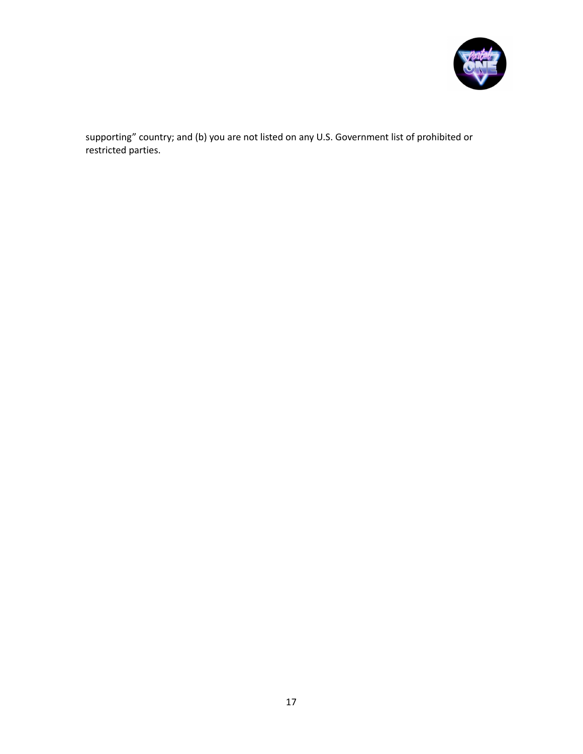supporting" country; and (b) you are not listed on any U.S. Government list of prohibited or restricted parties.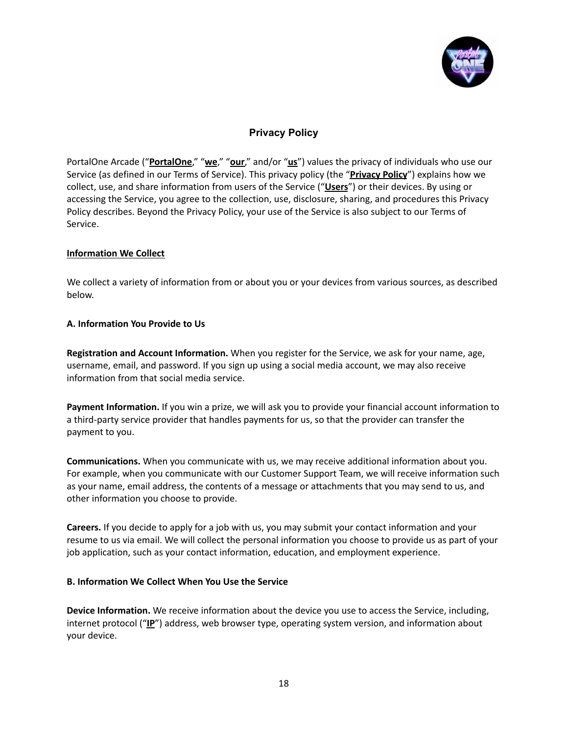## Privacy Policy

PortalOne Arcade ("**PortalOne**," "**we**," "**our**," and/or "**us**") values the privacy of individuals who use our Service (as defined in our Terms of Service). This privacy policy (the "**Privacy Policy**") explains how we collect, use, and share information from users of the Service ("**Users**") or their devices. By using or accessing the Service, you agree to the collection, use, disclosure, sharing, and procedures this Privacy Policy describes. Beyond the Privacy Policy, your use of the Service is also subject to our Terms of Service.

### Information We Collect

We collect a variety of information from or about you or your devices from various sources, as described below.

#### A. Information You Provide to Us

**Registration and Account Information.** When you register for the Service, we ask for your name, age, username, email, and password. If you sign up using a social media account, we may also receive information from that social media service.

**Payment Information.** If you win a prize, we will ask you to provide your financial account information to a third-party service provider that handles payments for us, so that the provider can transfer the payment to you.

**Communications.** When you communicate with us, we may receive additional information about you. For example, when you communicate with our Customer Support Team, we will receive information such as your name, email address, the contents of a message or attachments that you may send to us, and other information you choose to provide.

**Careers.** If you decide to apply for a job with us, you may submit your contact information and your resume to us via email. We will collect the personal information you choose to provide us as part of your job application, such as your contact information, education, and employment experience.

#### B. Information We Collect When You Use the Service

**Device Information.** We receive information about the device you use to access the Service, including, internet protocol ("**IP**") address, web browser type, operating system version, and information about your device.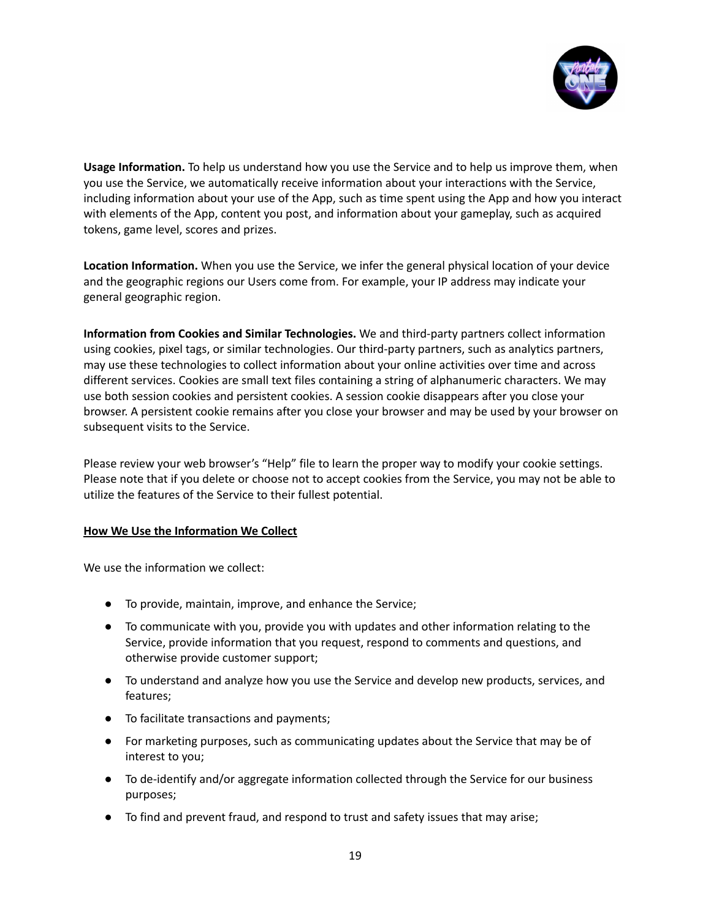**Usage Information.** To help us understand how you use the Service and to help us improve them, when you use the Service, we automatically receive information about your interactions with the Service, including information about your use of the App, such as time spent using the App and how you interact with elements of the App, content you post, and information about your gameplay, such as acquired tokens, game level, scores and prizes.

**Location Information.** When you use the Service, we infer the general physical location of your device and the geographic regions our Users come from. For example, your IP address may indicate your general geographic region.

**Information from Cookies and Similar Technologies.** We and third-party partners collect information using cookies, pixel tags, or similar technologies. Our third-party partners, such as analytics partners, may use these technologies to collect information about your online activities over time and across different services. Cookies are small text files containing a string of alphanumeric characters. We may use both session cookies and persistent cookies. A session cookie disappears after you close your browser. A persistent cookie remains after you close your browser and may be used by your browser on subsequent visits to the Service.

Please review your web browser's "Help" file to learn the proper way to modify your cookie settings. Please note that if you delete or choose not to accept cookies from the Service, you may not be able to utilize the features of the Service to their fullest potential.

**How We Use the Information We Collect**

We use the information we collect:

- To provide, maintain, improve, and enhance the Service;
- To communicate with you, provide you with updates and other information relating to the Service, provide information that you request, respond to comments and questions, and otherwise provide customer support;
- To understand and analyze how you use the Service and develop new products, services, and features;
- To facilitate transactions and payments;
- For marketing purposes, such as communicating updates about the Service that may be of interest to you;
- To de-identify and/or aggregate information collected through the Service for our business purposes;
- To find and prevent fraud, and respond to trust and safety issues that may arise;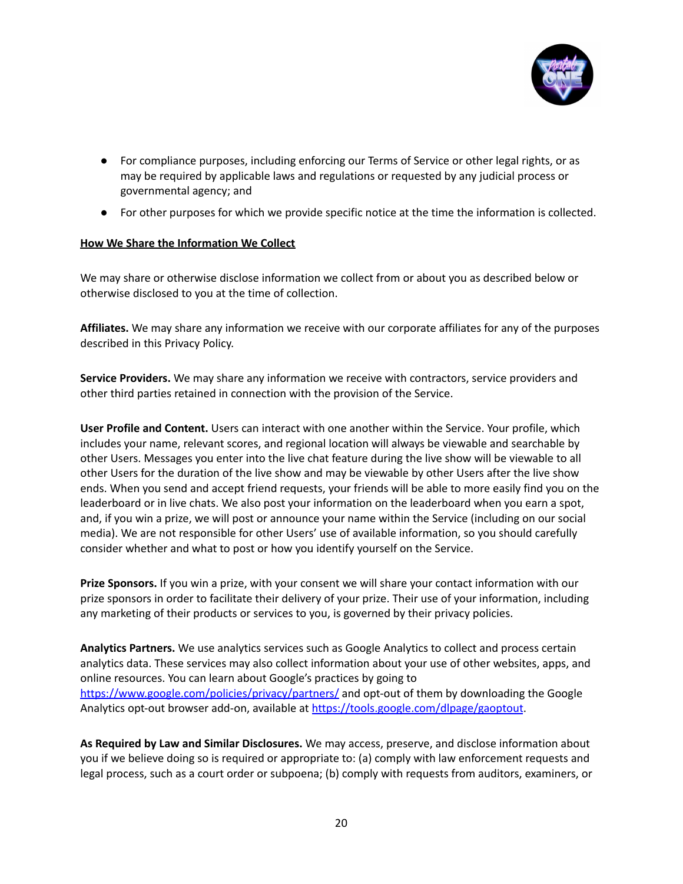- For compliance purposes, including enforcing our Terms of Service or other legal rights, or as may be required by applicable laws and regulations or requested by any judicial process or governmental agency; and
- For other purposes for which we provide specific notice at the time the information is collected.

**How We Share the Information We Collect**

We may share or otherwise disclose information we collect from or about you as described below or otherwise disclosed to you at the time of collection.

**Affiliates.** We may share any information we receive with our corporate affiliates for any of the purposes described in this Privacy Policy.

**Service Providers.** We may share any information we receive with contractors, service providers and other third parties retained in connection with the provision of the Service.

**User Profile and Content.** Users can interact with one another within the Service. Your profile, which includes your name, relevant scores, and regional location will always be viewable and searchable by other Users. Messages you enter into the live chat feature during the live show will be viewable to all other Users for the duration of the live show and may be viewable by other Users after the live show ends. When you send and accept friend requests, your friends will be able to more easily find you on the leaderboard or in live chats. We also post your information on the leaderboard when you earn a spot, and, if you win a prize, we will post or announce your name within the Service (including on our social media). We are not responsible for other Users' use of available information, so you should carefully consider whether and what to post or how you identify yourself on the Service.

**Prize Sponsors.** If you win a prize, with your consent we will share your contact information with our prize sponsors in order to facilitate their delivery of your prize. Their use of your information, including any marketing of their products or services to you, is governed by their privacy policies.

**Analytics Partners.** We use analytics services such as Google Analytics to collect and process certain analytics data. These services may also collect information about your use of other websites, apps, and online resources. You can learn about Google's practices by going to [https://www.google.com/policies/privacy/partners/](https://www.google.com/policies/privacy/partners/) and opt-out of them by downloading the Google Analytics opt-out browser add-on, available at [https://tools.google.com/dlpage/gaoptout](https://tools.google.com/dlpage/gaoptout).

**As Required by Law and Similar Disclosures.** We may access, preserve, and disclose information about you if we believe doing so is required or appropriate to: (a) comply with law enforcement requests and legal process, such as a court order or subpoena; (b) comply with requests from auditors, examiners, or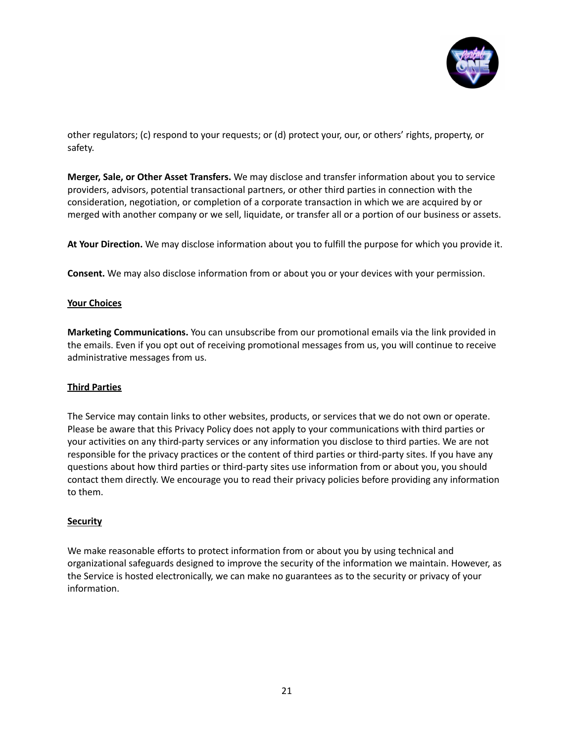other regulators; (c) respond to your requests; or (d) protect your, our, or others' rights, property, or safety.

**Merger, Sale, or Other Asset Transfers.** We may disclose and transfer information about you to service providers, advisors, potential transactional partners, or other third parties in connection with the consideration, negotiation, or completion of a corporate transaction in which we are acquired by or merged with another company or we sell, liquidate, or transfer all or a portion of our business or assets.

**At Your Direction.** We may disclose information about you to fulfill the purpose for which you provide it.

**Consent.** We may also disclose information from or about you or your devices with your permission.

## Your Choices

**Marketing Communications.** You can unsubscribe from our promotional emails via the link provided in the emails. Even if you opt out of receiving promotional messages from us, you will continue to receive administrative messages from us.

## Third Parties

The Service may contain links to other websites, products, or services that we do not own or operate. Please be aware that this Privacy Policy does not apply to your communications with third parties or your activities on any third-party services or any information you disclose to third parties. We are not responsible for the privacy practices or the content of third parties or third-party sites. If you have any questions about how third parties or third-party sites use information from or about you, you should contact them directly. We encourage you to read their privacy policies before providing any information to them.

## Security

We make reasonable efforts to protect information from or about you by using technical and organizational safeguards designed to improve the security of the information we maintain. However, as the Service is hosted electronically, we can make no guarantees as to the security or privacy of your information.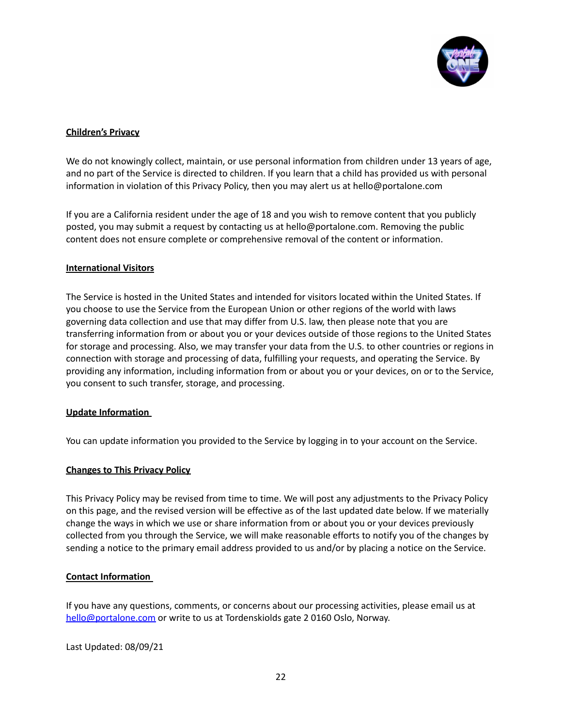**Children's Privacy**

We do not knowingly collect, maintain, or use personal information from children under 13 years of age, and no part of the Service is directed to children. If you learn that a child has provided us with personal information in violation of this Privacy Policy, then you may alert us at hello@portalone.com

If you are a California resident under the age of 18 and you wish to remove content that you publicly posted, you may submit a request by contacting us at hello@portalone.com. Removing the public content does not ensure complete or comprehensive removal of the content or information.

**International Visitors**

The Service is hosted in the United States and intended for visitors located within the United States. If you choose to use the Service from the European Union or other regions of the world with laws governing data collection and use that may differ from U.S. law, then please note that you are transferring information from or about you or your devices outside of those regions to the United States for storage and processing. Also, we may transfer your data from the U.S. to other countries or regions in connection with storage and processing of data, fulfilling your requests, and operating the Service. By providing any information, including information from or about you or your devices, on or to the Service, you consent to such transfer, storage, and processing.

**Update Information**

You can update information you provided to the Service by logging in to your account on the Service.

**Changes to This Privacy Policy**

This Privacy Policy may be revised from time to time. We will post any adjustments to the Privacy Policy on this page, and the revised version will be effective as of the last updated date below. If we materially change the ways in which we use or share information from or about you or your devices previously collected from you through the Service, we will make reasonable efforts to notify you of the changes by sending a notice to the primary email address provided to us and/or by placing a notice on the Service.

**Contact Information**

If you have any questions, comments, or concerns about our processing activities, please email us at hello@portalone.com or write to us at Tordenskiolds gate 2 0160 Oslo, Norway.

Last Updated: 08/09/21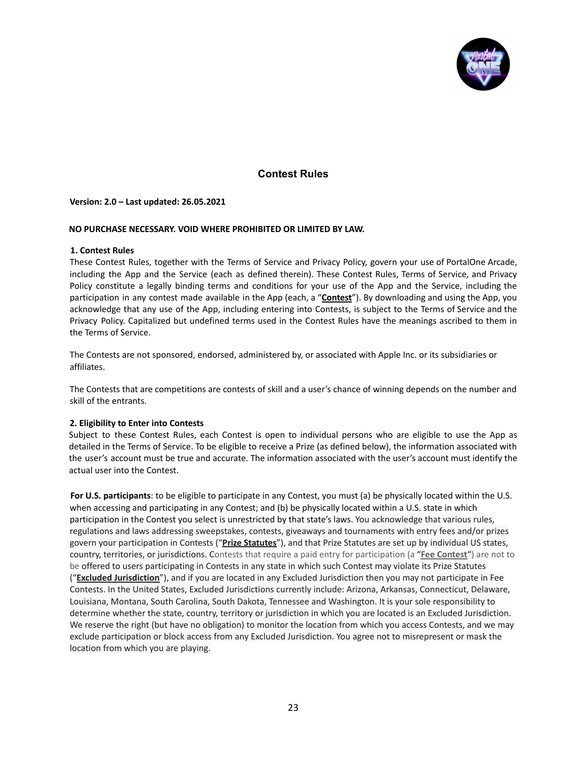# Contest Rules

**Version: 2.0 – Last updated: 26.05.2021**

**NO PURCHASE NECESSARY. VOID WHERE PROHIBITED OR LIMITED BY LAW.**

**1. Contest Rules**

These Contest Rules, together with the Terms of Service and Privacy Policy, govern your use of PortalOne Arcade, including the App and the Service (each as defined therein). These Contest Rules, Terms of Service, and Privacy Policy constitute a legally binding terms and conditions for your use of the App and the Service, including the participation in any contest made available in the App (each, a "**Contest**"). By downloading and using the App, you acknowledge that any use of the App, including entering into Contests, is subject to the Terms of Service and the Privacy Policy. Capitalized but undefined terms used in the Contest Rules have the meanings ascribed to them in the Terms of Service.

The Contests are not sponsored, endorsed, administered by, or associated with Apple Inc. or its subsidiaries or affiliates.

The Contests that are competitions are contests of skill and a user's chance of winning depends on the number and skill of the entrants.

**2. Eligibility to Enter into Contests**

Subject to these Contest Rules, each Contest is open to individual persons who are eligible to use the App as detailed in the Terms of Service. To be eligible to receive a Prize (as defined below), the information associated with the user's account must be true and accurate. The information associated with the user's account must identify the actual user into the Contest.

**For U.S. participants**: to be eligible to participate in any Contest, you must (a) be physically located within the U.S. when accessing and participating in any Contest; and (b) be physically located within a U.S. state in which participation in the Contest you select is unrestricted by that state's laws. You acknowledge that various rules, regulations and laws addressing sweepstakes, contests, giveaways and tournaments with entry fees and/or prizes govern your participation in Contests ("**Prize Statutes**"), and that Prize Statutes are set up by individual US states, country, territories, or jurisdictions. Contests that require a paid entry for participation (a "**Fee Contest**") are not to be offered to users participating in Contests in any state in which such Contest may violate its Prize Statutes ("**Excluded Jurisdiction**"), and if you are located in any Excluded Jurisdiction then you may not participate in Fee Contests. In the United States, Excluded Jurisdictions currently include: Arizona, Arkansas, Connecticut, Delaware, Louisiana, Montana, South Carolina, South Dakota, Tennessee and Washington. It is your sole responsibility to determine whether the state, country, territory or jurisdiction in which you are located is an Excluded Jurisdiction. We reserve the right (but have no obligation) to monitor the location from which you access Contests, and we may exclude participation or block access from any Excluded Jurisdiction. You agree not to misrepresent or mask the location from which you are playing.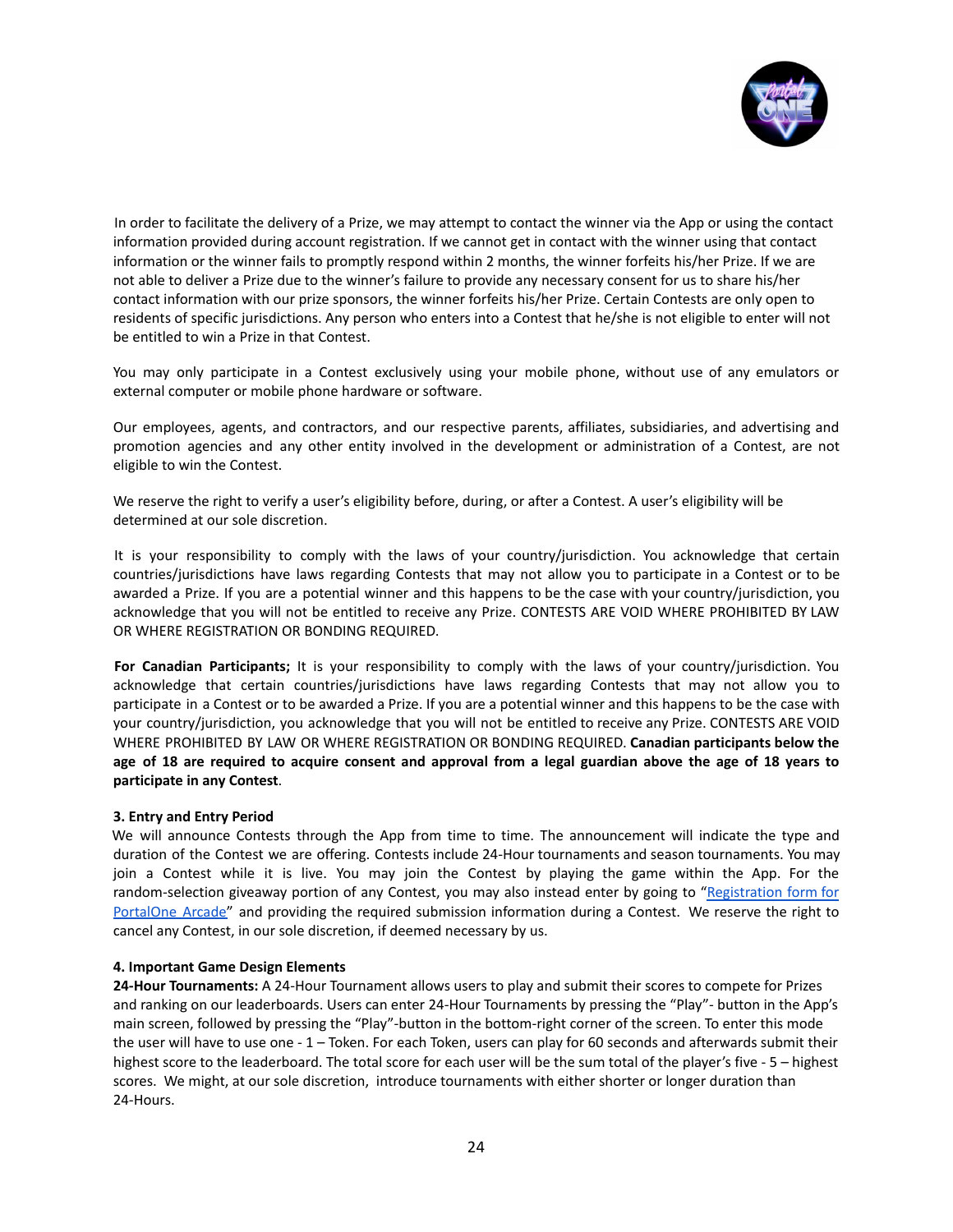In order to facilitate the delivery of a Prize, we may attempt to contact the winner via the App or using the contact information provided during account registration. If we cannot get in contact with the winner using that contact information or the winner fails to promptly respond within 2 months, the winner forfeits his/her Prize. If we are not able to deliver a Prize due to the winner's failure to provide any necessary consent for us to share his/her contact information with our prize sponsors, the winner forfeits his/her Prize. Certain Contests are only open to residents of specific jurisdictions. Any person who enters into a Contest that he/she is not eligible to enter will not be entitled to win a Prize in that Contest.

You may only participate in a Contest exclusively using your mobile phone, without use of any emulators or external computer or mobile phone hardware or software.

Our employees, agents, and contractors, and our respective parents, affiliates, subsidiaries, and advertising and promotion agencies and any other entity involved in the development or administration of a Contest, are not eligible to win the Contest.

We reserve the right to verify a user's eligibility before, during, or after a Contest. A user's eligibility will be determined at our sole discretion.

It is your responsibility to comply with the laws of your country/jurisdiction. You acknowledge that certain countries/jurisdictions have laws regarding Contests that may not allow you to participate in a Contest or to be awarded a Prize. If you are a potential winner and this happens to be the case with your country/jurisdiction, you acknowledge that you will not be entitled to receive any Prize. CONTESTS ARE VOID WHERE PROHIBITED BY LAW OR WHERE REGISTRATION OR BONDING REQUIRED.

**For Canadian Participants;** It is your responsibility to comply with the laws of your country/jurisdiction. You acknowledge that certain countries/jurisdictions have laws regarding Contests that may not allow you to participate in a Contest or to be awarded a Prize. If you are a potential winner and this happens to be the case with your country/jurisdiction, you acknowledge that you will not be entitled to receive any Prize. CONTESTS ARE VOID WHERE PROHIBITED BY LAW OR WHERE REGISTRATION OR BONDING REQUIRED. **Canadian participants below the age of 18 are required to acquire consent and approval from a legal guardian above the age of 18 years to participate in any Contest**.

**3. Entry and Entry Period**

We will announce Contests through the App from time to time. The announcement will indicate the type and duration of the Contest we are offering. Contests include 24-Hour tournaments and season tournaments. You may join a Contest while it is live. You may join the Contest by playing the game within the App. For the random-selection giveaway portion of any Contest, you may also instead enter by going to "Registration form for PortalOne Arcade" and providing the required submission information during a Contest. We reserve the right to cancel any Contest, in our sole discretion, if deemed necessary by us.

**4. Important Game Design Elements**

**24-Hour Tournaments:** A 24-Hour Tournament allows users to play and submit their scores to compete for Prizes and ranking on our leaderboards. Users can enter 24-Hour Tournaments by pressing the "Play"- button in the App's main screen, followed by pressing the "Play"-button in the bottom-right corner of the screen. To enter this mode the user will have to use one - 1 – Token. For each Token, users can play for 60 seconds and afterwards submit their highest score to the leaderboard. The total score for each user will be the sum total of the player's five - 5 – highest scores. We might, at our sole discretion, introduce tournaments with either shorter or longer duration than 24-Hours.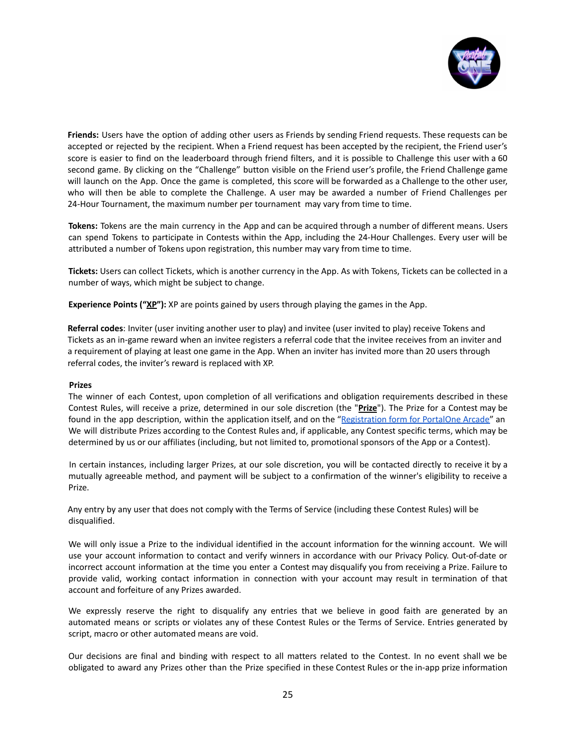**Friends:** Users have the option of adding other users as Friends by sending Friend requests. These requests can be accepted or rejected by the recipient. When a Friend request has been accepted by the recipient, the Friend user's score is easier to find on the leaderboard through friend filters, and it is possible to Challenge this user with a 60 second game. By clicking on the "Challenge" button visible on the Friend user's profile, the Friend Challenge game will launch on the App. Once the game is completed, this score will be forwarded as a Challenge to the other user, who will then be able to complete the Challenge. A user may be awarded a number of Friend Challenges per 24-Hour Tournament, the maximum number per tournament may vary from time to time.

**Tokens:** Tokens are the main currency in the App and can be acquired through a number of different means. Users can spend Tokens to participate in Contests within the App, including the 24-Hour Challenges. Every user will be attributed a number of Tokens upon registration, this number may vary from time to time.

**Tickets:** Users can collect Tickets, which is another currency in the App. As with Tokens, Tickets can be collected in a number of ways, which might be subject to change.

**Experience Points ("XP"):** XP are points gained by users through playing the games in the App.

**Referral codes**: Inviter (user inviting another user to play) and invitee (user invited to play) receive Tokens and Tickets as an in-game reward when an invitee registers a referral code that the invitee receives from an inviter and a requirement of playing at least one game in the App. When an inviter has invited more than 20 users through referral codes, the inviter's reward is replaced with XP.

**Prizes**

The winner of each Contest, upon completion of all verifications and obligation requirements described in these Contest Rules, will receive a prize, determined in our sole discretion (the "**Prize**"). The Prize for a Contest may be found in the app description, within the application itself, and on the "Registration form for PortalOne Arcade" an We will distribute Prizes according to the Contest Rules and, if applicable, any Contest specific terms, which may be determined by us or our affiliates (including, but not limited to, promotional sponsors of the App or a Contest).

In certain instances, including larger Prizes, at our sole discretion, you will be contacted directly to receive it by a mutually agreeable method, and payment will be subject to a confirmation of the winner's eligibility to receive a Prize.

Any entry by any user that does not comply with the Terms of Service (including these Contest Rules) will be disqualified.

We will only issue a Prize to the individual identified in the account information for the winning account. We will use your account information to contact and verify winners in accordance with our Privacy Policy. Out-of-date or incorrect account information at the time you enter a Contest may disqualify you from receiving a Prize. Failure to provide valid, working contact information in connection with your account may result in termination of that account and forfeiture of any Prizes awarded.

We expressly reserve the right to disqualify any entries that we believe in good faith are generated by an automated means or scripts or violates any of these Contest Rules or the Terms of Service. Entries generated by script, macro or other automated means are void.

Our decisions are final and binding with respect to all matters related to the Contest. In no event shall we be obligated to award any Prizes other than the Prize specified in these Contest Rules or the in-app prize information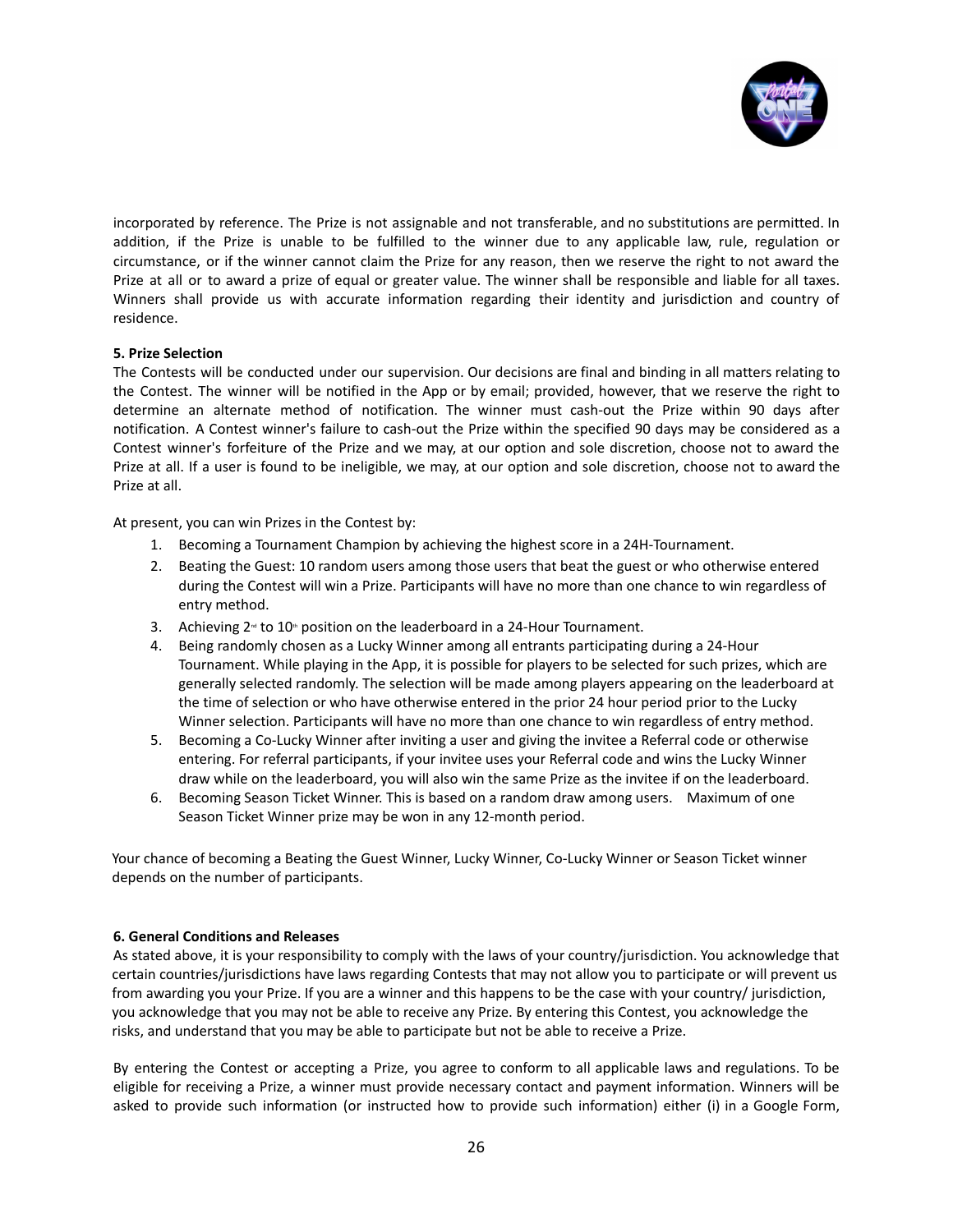incorporated by reference. The Prize is not assignable and not transferable, and no substitutions are permitted. In addition, if the Prize is unable to be fulfilled to the winner due to any applicable law, rule, regulation or circumstance, or if the winner cannot claim the Prize for any reason, then we reserve the right to not award the Prize at all or to award a prize of equal or greater value. The winner shall be responsible and liable for all taxes. Winners shall provide us with accurate information regarding their identity and jurisdiction and country of residence.

**5. Prize Selection**

The Contests will be conducted under our supervision. Our decisions are final and binding in all matters relating to the Contest. The winner will be notified in the App or by email; provided, however, that we reserve the right to determine an alternate method of notification. The winner must cash-out the Prize within 90 days after notification. A Contest winner's failure to cash-out the Prize within the specified 90 days may be considered as a Contest winner's forfeiture of the Prize and we may, at our option and sole discretion, choose not to award the Prize at all. If a user is found to be ineligible, we may, at our option and sole discretion, choose not to award the Prize at all.

At present, you can win Prizes in the Contest by:

1. Becoming a Tournament Champion by achieving the highest score in a 24H-Tournament.
2. Beating the Guest: 10 random users among those users that beat the guest or who otherwise entered during the Contest will win a Prize. Participants will have no more than one chance to win regardless of entry method.
3. Achieving 2nd to 10th position on the leaderboard in a 24-Hour Tournament.
4. Being randomly chosen as a Lucky Winner among all entrants participating during a 24-Hour Tournament. While playing in the App, it is possible for players to be selected for such prizes, which are generally selected randomly. The selection will be made among players appearing on the leaderboard at the time of selection or who have otherwise entered in the prior 24 hour period prior to the Lucky Winner selection. Participants will have no more than one chance to win regardless of entry method.
5. Becoming a Co-Lucky Winner after inviting a user and giving the invitee a Referral code or otherwise entering. For referral participants, if your invitee uses your Referral code and wins the Lucky Winner draw while on the leaderboard, you will also win the same Prize as the invitee if on the leaderboard.
6. Becoming Season Ticket Winner. This is based on a random draw among users. Maximum of one Season Ticket Winner prize may be won in any 12-month period.

Your chance of becoming a Beating the Guest Winner, Lucky Winner, Co-Lucky Winner or Season Ticket winner depends on the number of participants.

**6. General Conditions and Releases**

As stated above, it is your responsibility to comply with the laws of your country/jurisdiction. You acknowledge that certain countries/jurisdictions have laws regarding Contests that may not allow you to participate or will prevent us from awarding you your Prize. If you are a winner and this happens to be the case with your country/ jurisdiction, you acknowledge that you may not be able to receive any Prize. By entering this Contest, you acknowledge the risks, and understand that you may be able to participate but not be able to receive a Prize.

By entering the Contest or accepting a Prize, you agree to conform to all applicable laws and regulations. To be eligible for receiving a Prize, a winner must provide necessary contact and payment information. Winners will be asked to provide such information (or instructed how to provide such information) either (i) in a Google Form,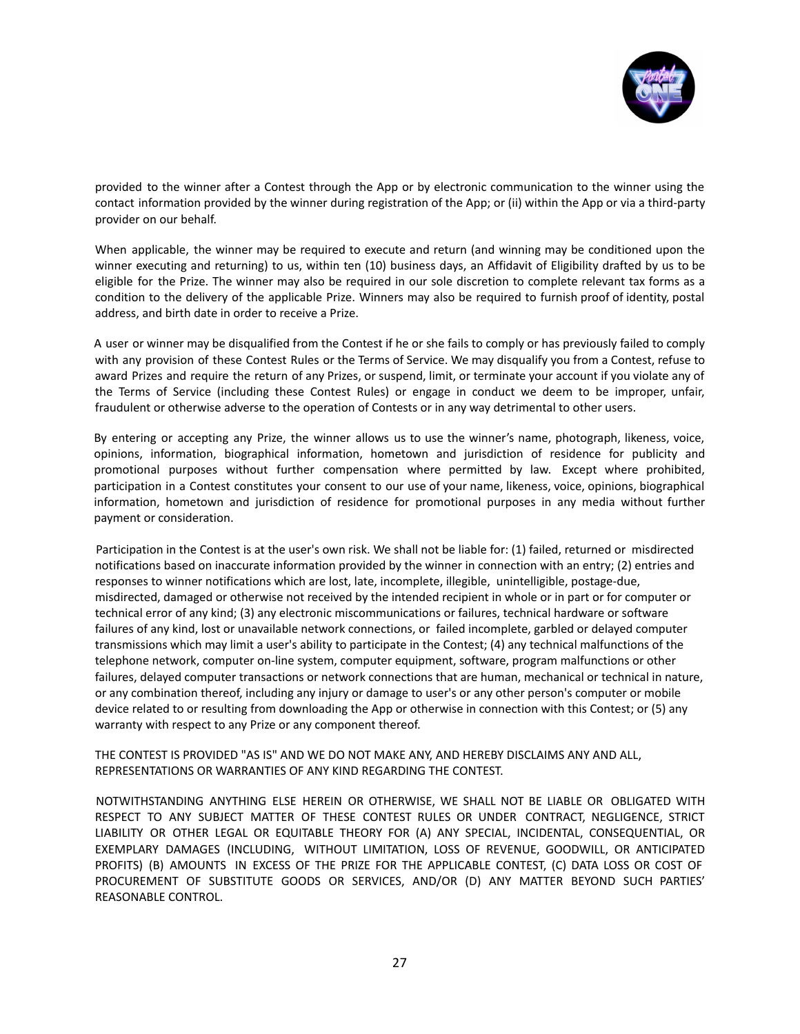provided to the winner after a Contest through the App or by electronic communication to the winner using the contact information provided by the winner during registration of the App; or (ii) within the App or via a third-party provider on our behalf.

When applicable, the winner may be required to execute and return (and winning may be conditioned upon the winner executing and returning) to us, within ten (10) business days, an Affidavit of Eligibility drafted by us to be eligible for the Prize. The winner may also be required in our sole discretion to complete relevant tax forms as a condition to the delivery of the applicable Prize. Winners may also be required to furnish proof of identity, postal address, and birth date in order to receive a Prize.

A user or winner may be disqualified from the Contest if he or she fails to comply or has previously failed to comply with any provision of these Contest Rules or the Terms of Service. We may disqualify you from a Contest, refuse to award Prizes and require the return of any Prizes, or suspend, limit, or terminate your account if you violate any of the Terms of Service (including these Contest Rules) or engage in conduct we deem to be improper, unfair, fraudulent or otherwise adverse to the operation of Contests or in any way detrimental to other users.

By entering or accepting any Prize, the winner allows us to use the winner's name, photograph, likeness, voice, opinions, information, biographical information, hometown and jurisdiction of residence for publicity and promotional purposes without further compensation where permitted by law. Except where prohibited, participation in a Contest constitutes your consent to our use of your name, likeness, voice, opinions, biographical information, hometown and jurisdiction of residence for promotional purposes in any media without further payment or consideration.

Participation in the Contest is at the user's own risk. We shall not be liable for: (1) failed, returned or misdirected notifications based on inaccurate information provided by the winner in connection with an entry; (2) entries and responses to winner notifications which are lost, late, incomplete, illegible, unintelligible, postage-due, misdirected, damaged or otherwise not received by the intended recipient in whole or in part or for computer or technical error of any kind; (3) any electronic miscommunications or failures, technical hardware or software failures of any kind, lost or unavailable network connections, or failed incomplete, garbled or delayed computer transmissions which may limit a user's ability to participate in the Contest; (4) any technical malfunctions of the telephone network, computer on-line system, computer equipment, software, program malfunctions or other failures, delayed computer transactions or network connections that are human, mechanical or technical in nature, or any combination thereof, including any injury or damage to user's or any other person's computer or mobile device related to or resulting from downloading the App or otherwise in connection with this Contest; or (5) any warranty with respect to any Prize or any component thereof.

THE CONTEST IS PROVIDED "AS IS" AND WE DO NOT MAKE ANY, AND HEREBY DISCLAIMS ANY AND ALL, REPRESENTATIONS OR WARRANTIES OF ANY KIND REGARDING THE CONTEST.

NOTWITHSTANDING ANYTHING ELSE HEREIN OR OTHERWISE, WE SHALL NOT BE LIABLE OR OBLIGATED WITH RESPECT TO ANY SUBJECT MATTER OF THESE CONTEST RULES OR UNDER CONTRACT, NEGLIGENCE, STRICT LIABILITY OR OTHER LEGAL OR EQUITABLE THEORY FOR (A) ANY SPECIAL, INCIDENTAL, CONSEQUENTIAL, OR EXEMPLARY DAMAGES (INCLUDING, WITHOUT LIMITATION, LOSS OF REVENUE, GOODWILL, OR ANTICIPATED PROFITS) (B) AMOUNTS IN EXCESS OF THE PRIZE FOR THE APPLICABLE CONTEST, (C) DATA LOSS OR COST OF PROCUREMENT OF SUBSTITUTE GOODS OR SERVICES, AND/OR (D) ANY MATTER BEYOND SUCH PARTIES' REASONABLE CONTROL.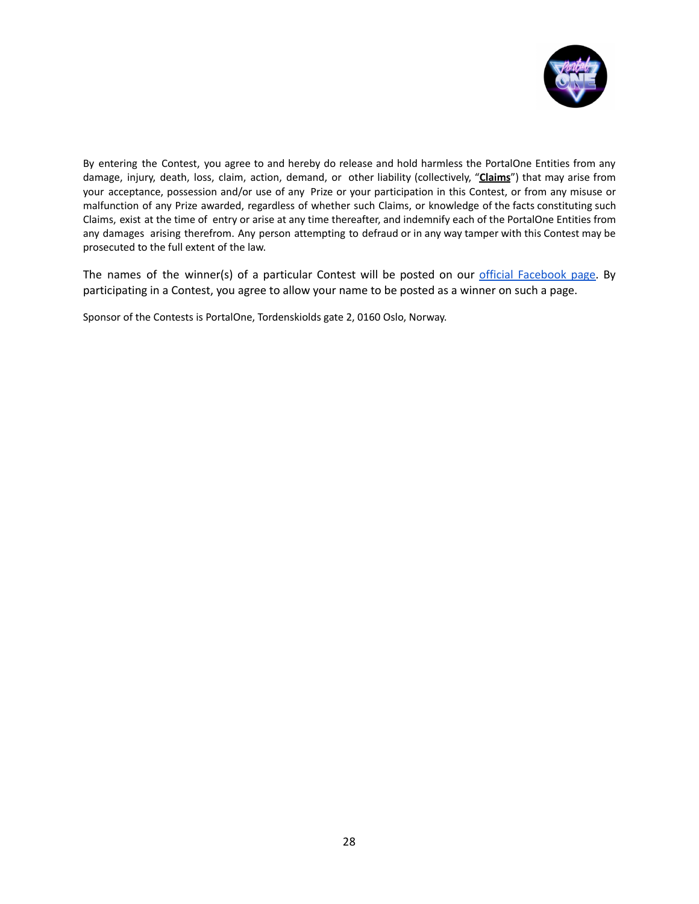By entering the Contest, you agree to and hereby do release and hold harmless the PortalOne Entities from any damage, injury, death, loss, claim, action, demand, or other liability (collectively, "**Claims**") that may arise from your acceptance, possession and/or use of any Prize or your participation in this Contest, or from any misuse or malfunction of any Prize awarded, regardless of whether such Claims, or knowledge of the facts constituting such Claims, exist at the time of entry or arise at any time thereafter, and indemnify each of the PortalOne Entities from any damages arising therefrom. Any person attempting to defraud or in any way tamper with this Contest may be prosecuted to the full extent of the law.

The names of the winner(s) of a particular Contest will be posted on our official Facebook page. By participating in a Contest, you agree to allow your name to be posted as a winner on such a page.

Sponsor of the Contests is PortalOne, Tordenskiolds gate 2, 0160 Oslo, Norway.